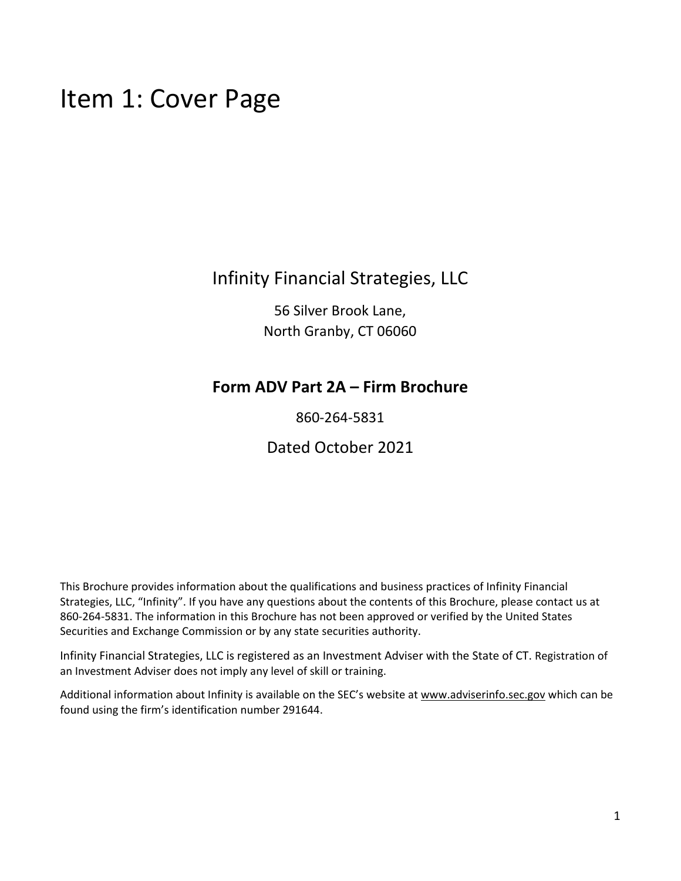# Item 1: Cover Page

Infinity Financial Strategies, LLC

56 Silver Brook Lane,
North Granby, CT 06060

**Form ADV Part 2A – Firm Brochure**

860-264-5831

Dated October 2021

This Brochure provides information about the qualifications and business practices of Infinity Financial Strategies, LLC, "Infinity". If you have any questions about the contents of this Brochure, please contact us at 860-264-5831. The information in this Brochure has not been approved or verified by the United States Securities and Exchange Commission or by any state securities authority.

Infinity Financial Strategies, LLC is registered as an Investment Adviser with the State of CT. Registration of an Investment Adviser does not imply any level of skill or training.

Additional information about Infinity is available on the SEC's website at www.adviserinfo.sec.gov which can be found using the firm's identification number 291644.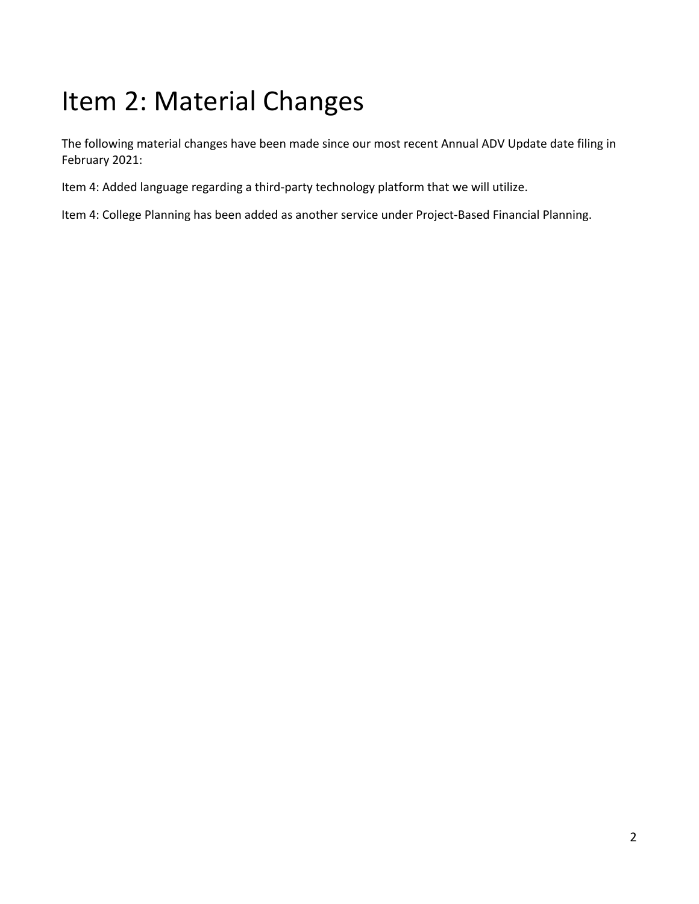# Item 2: Material Changes

The following material changes have been made since our most recent Annual ADV Update date filing in February 2021:

Item 4: Added language regarding a third-party technology platform that we will utilize.

Item 4: College Planning has been added as another service under Project-Based Financial Planning.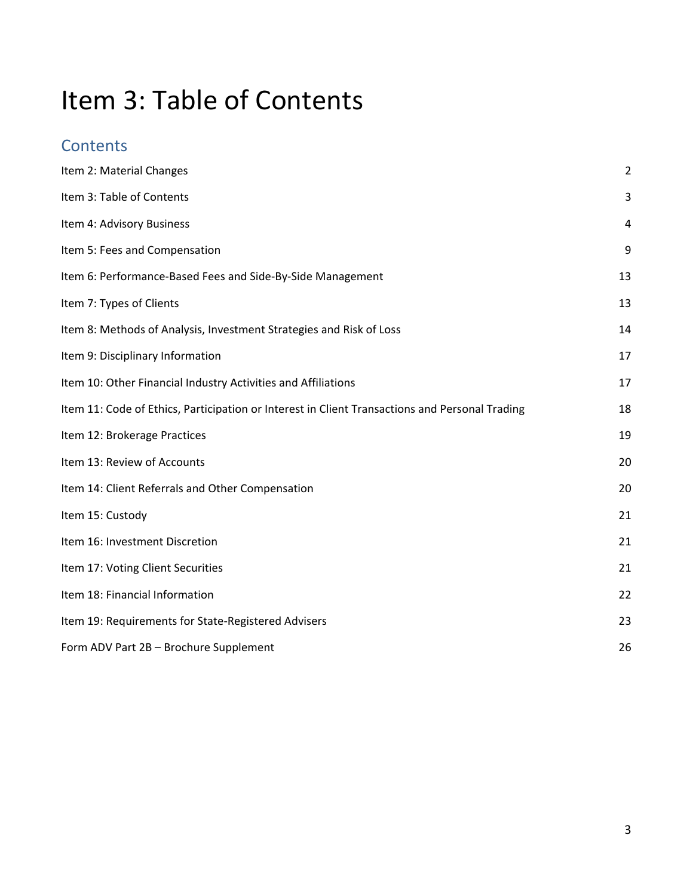# Item 3: Table of Contents

## Contents

| | |
|---|---|
| Item 2: Material Changes | 2 |
| Item 3: Table of Contents | 3 |
| Item 4: Advisory Business | 4 |
| Item 5: Fees and Compensation | 9 |
| Item 6: Performance-Based Fees and Side-By-Side Management | 13 |
| Item 7: Types of Clients | 13 |
| Item 8: Methods of Analysis, Investment Strategies and Risk of Loss | 14 |
| Item 9: Disciplinary Information | 17 |
| Item 10: Other Financial Industry Activities and Affiliations | 17 |
| Item 11: Code of Ethics, Participation or Interest in Client Transactions and Personal Trading | 18 |
| Item 12: Brokerage Practices | 19 |
| Item 13: Review of Accounts | 20 |
| Item 14: Client Referrals and Other Compensation | 20 |
| Item 15: Custody | 21 |
| Item 16: Investment Discretion | 21 |
| Item 17: Voting Client Securities | 21 |
| Item 18: Financial Information | 22 |
| Item 19: Requirements for State-Registered Advisers | 23 |
| Form ADV Part 2B – Brochure Supplement | 26 |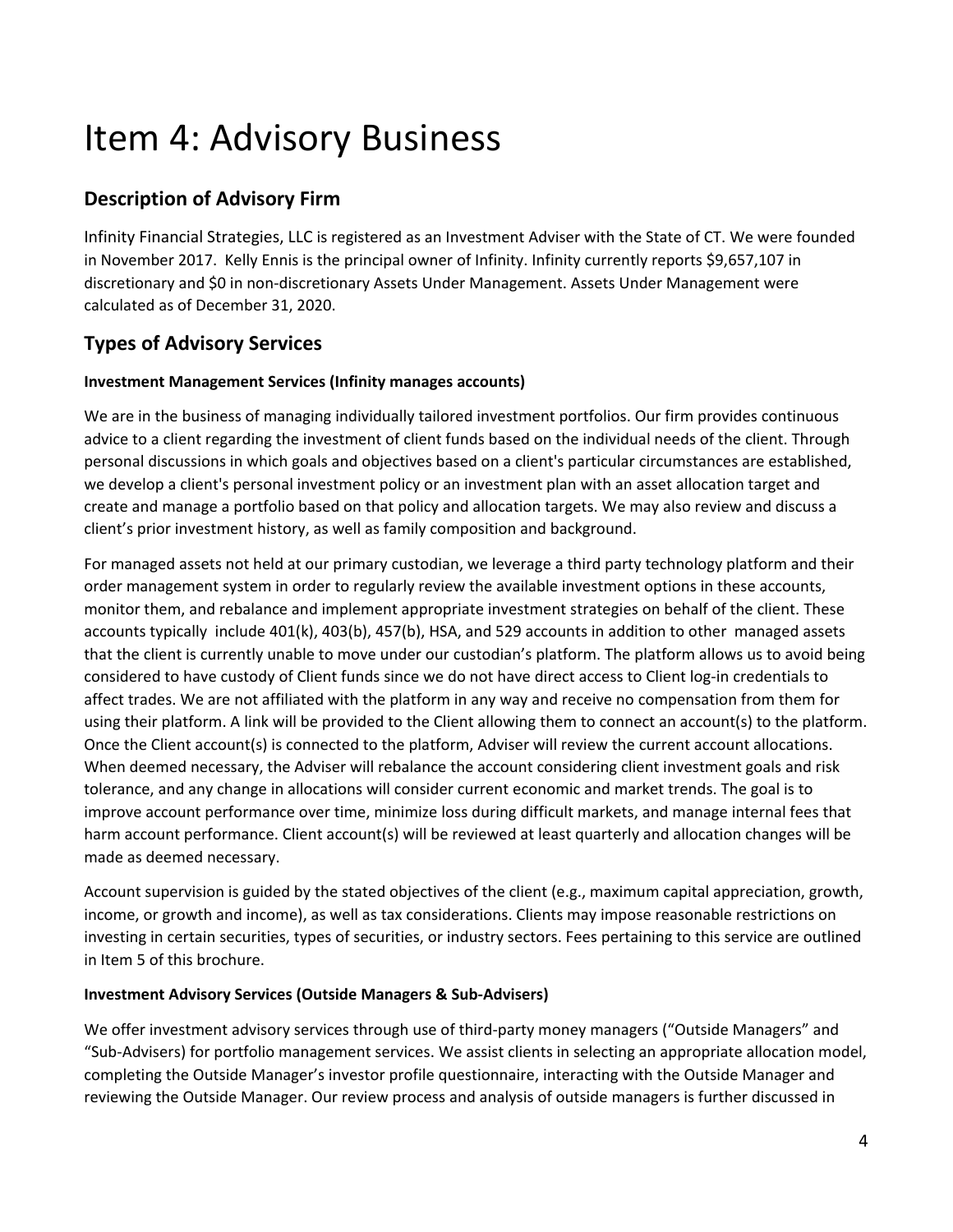# Item 4: Advisory Business

## Description of Advisory Firm

Infinity Financial Strategies, LLC is registered as an Investment Adviser with the State of CT. We were founded in November 2017. Kelly Ennis is the principal owner of Infinity. Infinity currently reports $9,657,107 in discretionary and $0 in non-discretionary Assets Under Management. Assets Under Management were calculated as of December 31, 2020.

## Types of Advisory Services

**Investment Management Services (Infinity manages accounts)**

We are in the business of managing individually tailored investment portfolios. Our firm provides continuous advice to a client regarding the investment of client funds based on the individual needs of the client. Through personal discussions in which goals and objectives based on a client's particular circumstances are established, we develop a client's personal investment policy or an investment plan with an asset allocation target and create and manage a portfolio based on that policy and allocation targets. We may also review and discuss a client's prior investment history, as well as family composition and background.

For managed assets not held at our primary custodian, we leverage a third party technology platform and their order management system in order to regularly review the available investment options in these accounts, monitor them, and rebalance and implement appropriate investment strategies on behalf of the client. These accounts typically include 401(k), 403(b), 457(b), HSA, and 529 accounts in addition to other managed assets that the client is currently unable to move under our custodian's platform. The platform allows us to avoid being considered to have custody of Client funds since we do not have direct access to Client log-in credentials to affect trades. We are not affiliated with the platform in any way and receive no compensation from them for using their platform. A link will be provided to the Client allowing them to connect an account(s) to the platform. Once the Client account(s) is connected to the platform, Adviser will review the current account allocations. When deemed necessary, the Adviser will rebalance the account considering client investment goals and risk tolerance, and any change in allocations will consider current economic and market trends. The goal is to improve account performance over time, minimize loss during difficult markets, and manage internal fees that harm account performance. Client account(s) will be reviewed at least quarterly and allocation changes will be made as deemed necessary.

Account supervision is guided by the stated objectives of the client (e.g., maximum capital appreciation, growth, income, or growth and income), as well as tax considerations. Clients may impose reasonable restrictions on investing in certain securities, types of securities, or industry sectors. Fees pertaining to this service are outlined in Item 5 of this brochure.

**Investment Advisory Services (Outside Managers & Sub-Advisers)**

We offer investment advisory services through use of third-party money managers ("Outside Managers" and "Sub-Advisers) for portfolio management services. We assist clients in selecting an appropriate allocation model, completing the Outside Manager's investor profile questionnaire, interacting with the Outside Manager and reviewing the Outside Manager. Our review process and analysis of outside managers is further discussed in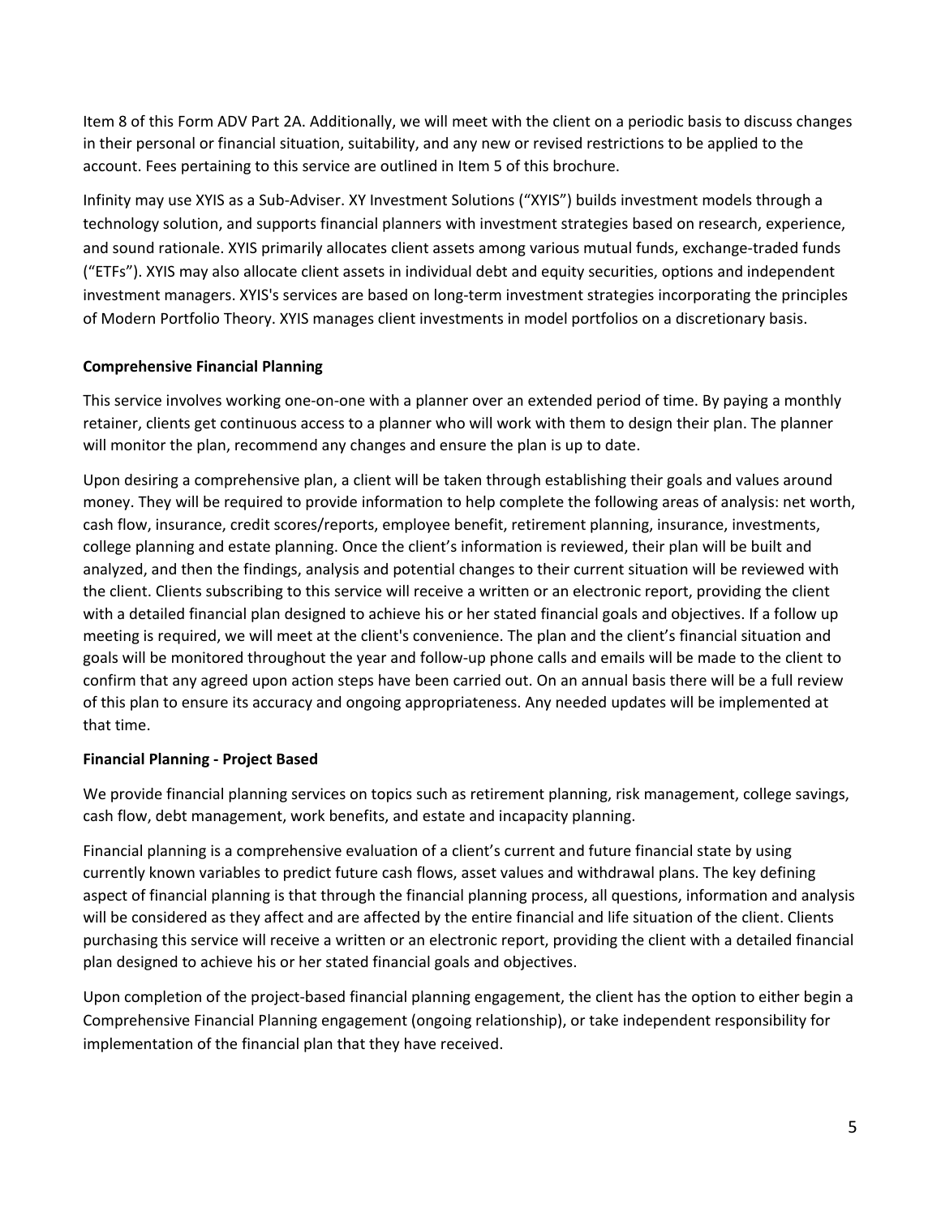Item 8 of this Form ADV Part 2A. Additionally, we will meet with the client on a periodic basis to discuss changes in their personal or financial situation, suitability, and any new or revised restrictions to be applied to the account. Fees pertaining to this service are outlined in Item 5 of this brochure.

Infinity may use XYIS as a Sub-Adviser. XY Investment Solutions ("XYIS") builds investment models through a technology solution, and supports financial planners with investment strategies based on research, experience, and sound rationale. XYIS primarily allocates client assets among various mutual funds, exchange-traded funds ("ETFs"). XYIS may also allocate client assets in individual debt and equity securities, options and independent investment managers. XYIS's services are based on long-term investment strategies incorporating the principles of Modern Portfolio Theory. XYIS manages client investments in model portfolios on a discretionary basis.

**Comprehensive Financial Planning**

This service involves working one-on-one with a planner over an extended period of time. By paying a monthly retainer, clients get continuous access to a planner who will work with them to design their plan. The planner will monitor the plan, recommend any changes and ensure the plan is up to date.

Upon desiring a comprehensive plan, a client will be taken through establishing their goals and values around money. They will be required to provide information to help complete the following areas of analysis: net worth, cash flow, insurance, credit scores/reports, employee benefit, retirement planning, insurance, investments, college planning and estate planning. Once the client's information is reviewed, their plan will be built and analyzed, and then the findings, analysis and potential changes to their current situation will be reviewed with the client. Clients subscribing to this service will receive a written or an electronic report, providing the client with a detailed financial plan designed to achieve his or her stated financial goals and objectives. If a follow up meeting is required, we will meet at the client's convenience. The plan and the client's financial situation and goals will be monitored throughout the year and follow-up phone calls and emails will be made to the client to confirm that any agreed upon action steps have been carried out. On an annual basis there will be a full review of this plan to ensure its accuracy and ongoing appropriateness. Any needed updates will be implemented at that time.

**Financial Planning - Project Based**

We provide financial planning services on topics such as retirement planning, risk management, college savings, cash flow, debt management, work benefits, and estate and incapacity planning.

Financial planning is a comprehensive evaluation of a client's current and future financial state by using currently known variables to predict future cash flows, asset values and withdrawal plans. The key defining aspect of financial planning is that through the financial planning process, all questions, information and analysis will be considered as they affect and are affected by the entire financial and life situation of the client. Clients purchasing this service will receive a written or an electronic report, providing the client with a detailed financial plan designed to achieve his or her stated financial goals and objectives.

Upon completion of the project-based financial planning engagement, the client has the option to either begin a Comprehensive Financial Planning engagement (ongoing relationship), or take independent responsibility for implementation of the financial plan that they have received.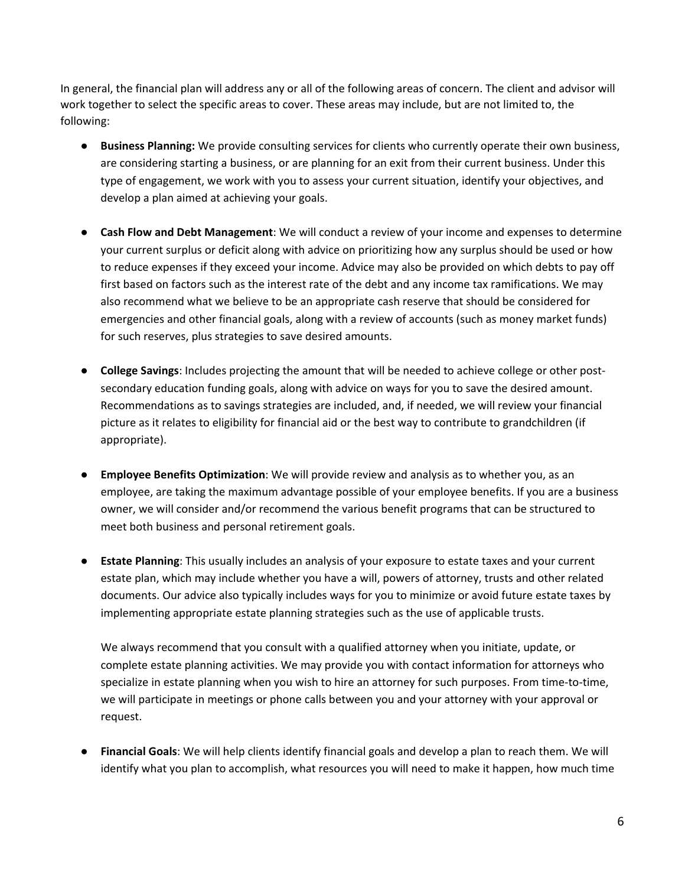In general, the financial plan will address any or all of the following areas of concern. The client and advisor will work together to select the specific areas to cover. These areas may include, but are not limited to, the following:

- **Business Planning:** We provide consulting services for clients who currently operate their own business, are considering starting a business, or are planning for an exit from their current business. Under this type of engagement, we work with you to assess your current situation, identify your objectives, and develop a plan aimed at achieving your goals.

- **Cash Flow and Debt Management**: We will conduct a review of your income and expenses to determine your current surplus or deficit along with advice on prioritizing how any surplus should be used or how to reduce expenses if they exceed your income. Advice may also be provided on which debts to pay off first based on factors such as the interest rate of the debt and any income tax ramifications. We may also recommend what we believe to be an appropriate cash reserve that should be considered for emergencies and other financial goals, along with a review of accounts (such as money market funds) for such reserves, plus strategies to save desired amounts.

- **College Savings**: Includes projecting the amount that will be needed to achieve college or other post-secondary education funding goals, along with advice on ways for you to save the desired amount. Recommendations as to savings strategies are included, and, if needed, we will review your financial picture as it relates to eligibility for financial aid or the best way to contribute to grandchildren (if appropriate).

- **Employee Benefits Optimization**: We will provide review and analysis as to whether you, as an employee, are taking the maximum advantage possible of your employee benefits. If you are a business owner, we will consider and/or recommend the various benefit programs that can be structured to meet both business and personal retirement goals.

- **Estate Planning**: This usually includes an analysis of your exposure to estate taxes and your current estate plan, which may include whether you have a will, powers of attorney, trusts and other related documents. Our advice also typically includes ways for you to minimize or avoid future estate taxes by implementing appropriate estate planning strategies such as the use of applicable trusts.

  We always recommend that you consult with a qualified attorney when you initiate, update, or complete estate planning activities. We may provide you with contact information for attorneys who specialize in estate planning when you wish to hire an attorney for such purposes. From time-to-time, we will participate in meetings or phone calls between you and your attorney with your approval or request.

- **Financial Goals**: We will help clients identify financial goals and develop a plan to reach them. We will identify what you plan to accomplish, what resources you will need to make it happen, how much time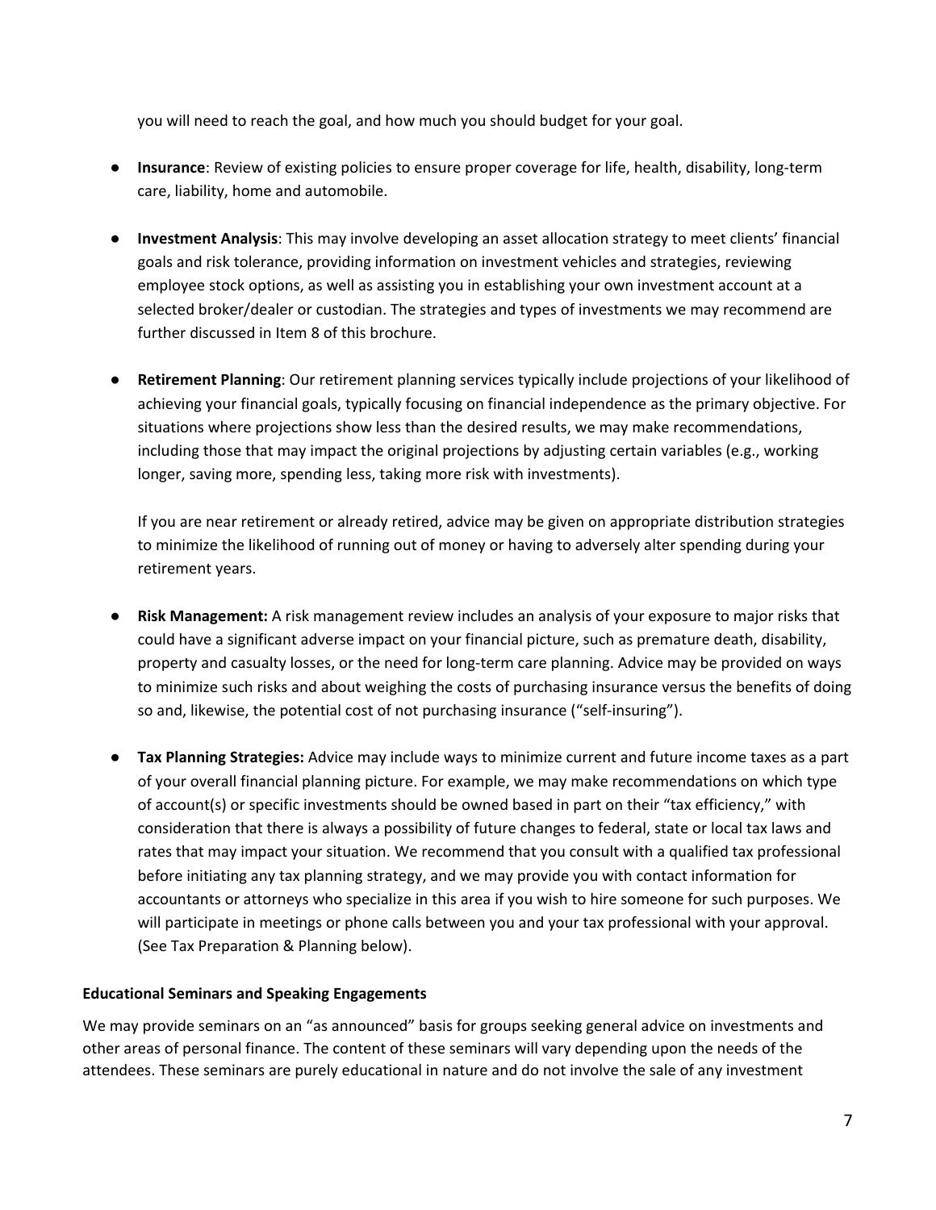you will need to reach the goal, and how much you should budget for your goal.

- **Insurance**: Review of existing policies to ensure proper coverage for life, health, disability, long-term care, liability, home and automobile.

- **Investment Analysis**: This may involve developing an asset allocation strategy to meet clients' financial goals and risk tolerance, providing information on investment vehicles and strategies, reviewing employee stock options, as well as assisting you in establishing your own investment account at a selected broker/dealer or custodian. The strategies and types of investments we may recommend are further discussed in Item 8 of this brochure.

- **Retirement Planning**: Our retirement planning services typically include projections of your likelihood of achieving your financial goals, typically focusing on financial independence as the primary objective. For situations where projections show less than the desired results, we may make recommendations, including those that may impact the original projections by adjusting certain variables (e.g., working longer, saving more, spending less, taking more risk with investments).

  If you are near retirement or already retired, advice may be given on appropriate distribution strategies to minimize the likelihood of running out of money or having to adversely alter spending during your retirement years.

- **Risk Management:** A risk management review includes an analysis of your exposure to major risks that could have a significant adverse impact on your financial picture, such as premature death, disability, property and casualty losses, or the need for long-term care planning. Advice may be provided on ways to minimize such risks and about weighing the costs of purchasing insurance versus the benefits of doing so and, likewise, the potential cost of not purchasing insurance ("self-insuring").

- **Tax Planning Strategies:** Advice may include ways to minimize current and future income taxes as a part of your overall financial planning picture. For example, we may make recommendations on which type of account(s) or specific investments should be owned based in part on their "tax efficiency," with consideration that there is always a possibility of future changes to federal, state or local tax laws and rates that may impact your situation. We recommend that you consult with a qualified tax professional before initiating any tax planning strategy, and we may provide you with contact information for accountants or attorneys who specialize in this area if you wish to hire someone for such purposes. We will participate in meetings or phone calls between you and your tax professional with your approval. (See Tax Preparation & Planning below).

**Educational Seminars and Speaking Engagements**

We may provide seminars on an "as announced" basis for groups seeking general advice on investments and other areas of personal finance. The content of these seminars will vary depending upon the needs of the attendees. These seminars are purely educational in nature and do not involve the sale of any investment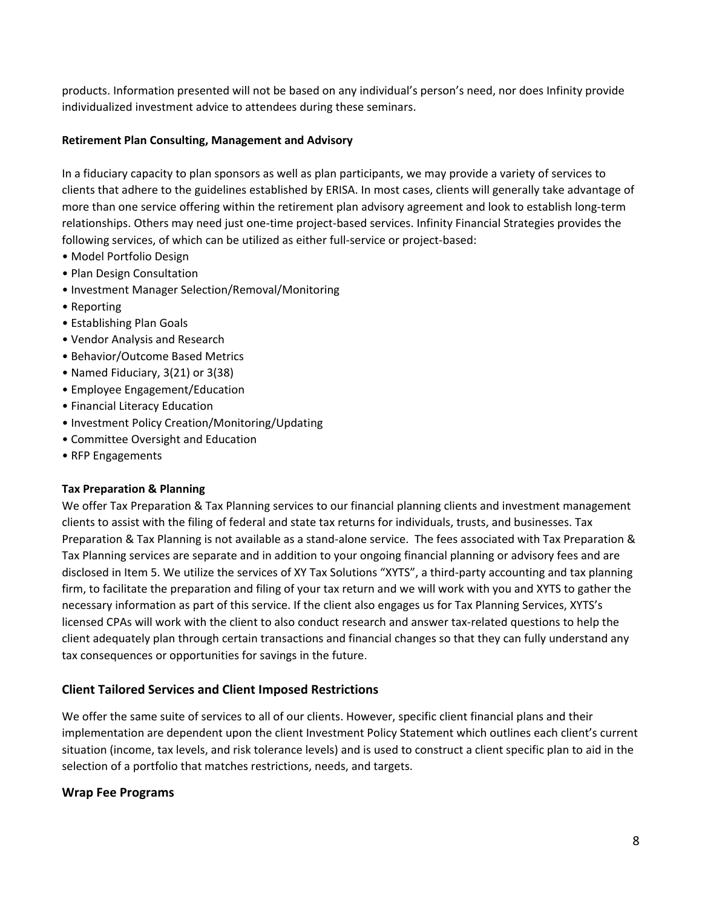products. Information presented will not be based on any individual's person's need, nor does Infinity provide individualized investment advice to attendees during these seminars.

**Retirement Plan Consulting, Management and Advisory**

In a fiduciary capacity to plan sponsors as well as plan participants, we may provide a variety of services to clients that adhere to the guidelines established by ERISA. In most cases, clients will generally take advantage of more than one service offering within the retirement plan advisory agreement and look to establish long-term relationships. Others may need just one-time project-based services. Infinity Financial Strategies provides the following services, of which can be utilized as either full-service or project-based:

- Model Portfolio Design
- Plan Design Consultation
- Investment Manager Selection/Removal/Monitoring
- Reporting
- Establishing Plan Goals
- Vendor Analysis and Research
- Behavior/Outcome Based Metrics
- Named Fiduciary, 3(21) or 3(38)
- Employee Engagement/Education
- Financial Literacy Education
- Investment Policy Creation/Monitoring/Updating
- Committee Oversight and Education
- RFP Engagements

**Tax Preparation & Planning**

We offer Tax Preparation & Tax Planning services to our financial planning clients and investment management clients to assist with the filing of federal and state tax returns for individuals, trusts, and businesses. Tax Preparation & Tax Planning is not available as a stand-alone service. The fees associated with Tax Preparation & Tax Planning services are separate and in addition to your ongoing financial planning or advisory fees and are disclosed in Item 5. We utilize the services of XY Tax Solutions "XYTS", a third-party accounting and tax planning firm, to facilitate the preparation and filing of your tax return and we will work with you and XYTS to gather the necessary information as part of this service. If the client also engages us for Tax Planning Services, XYTS's licensed CPAs will work with the client to also conduct research and answer tax-related questions to help the client adequately plan through certain transactions and financial changes so that they can fully understand any tax consequences or opportunities for savings in the future.

## Client Tailored Services and Client Imposed Restrictions

We offer the same suite of services to all of our clients. However, specific client financial plans and their implementation are dependent upon the client Investment Policy Statement which outlines each client's current situation (income, tax levels, and risk tolerance levels) and is used to construct a client specific plan to aid in the selection of a portfolio that matches restrictions, needs, and targets.

## Wrap Fee Programs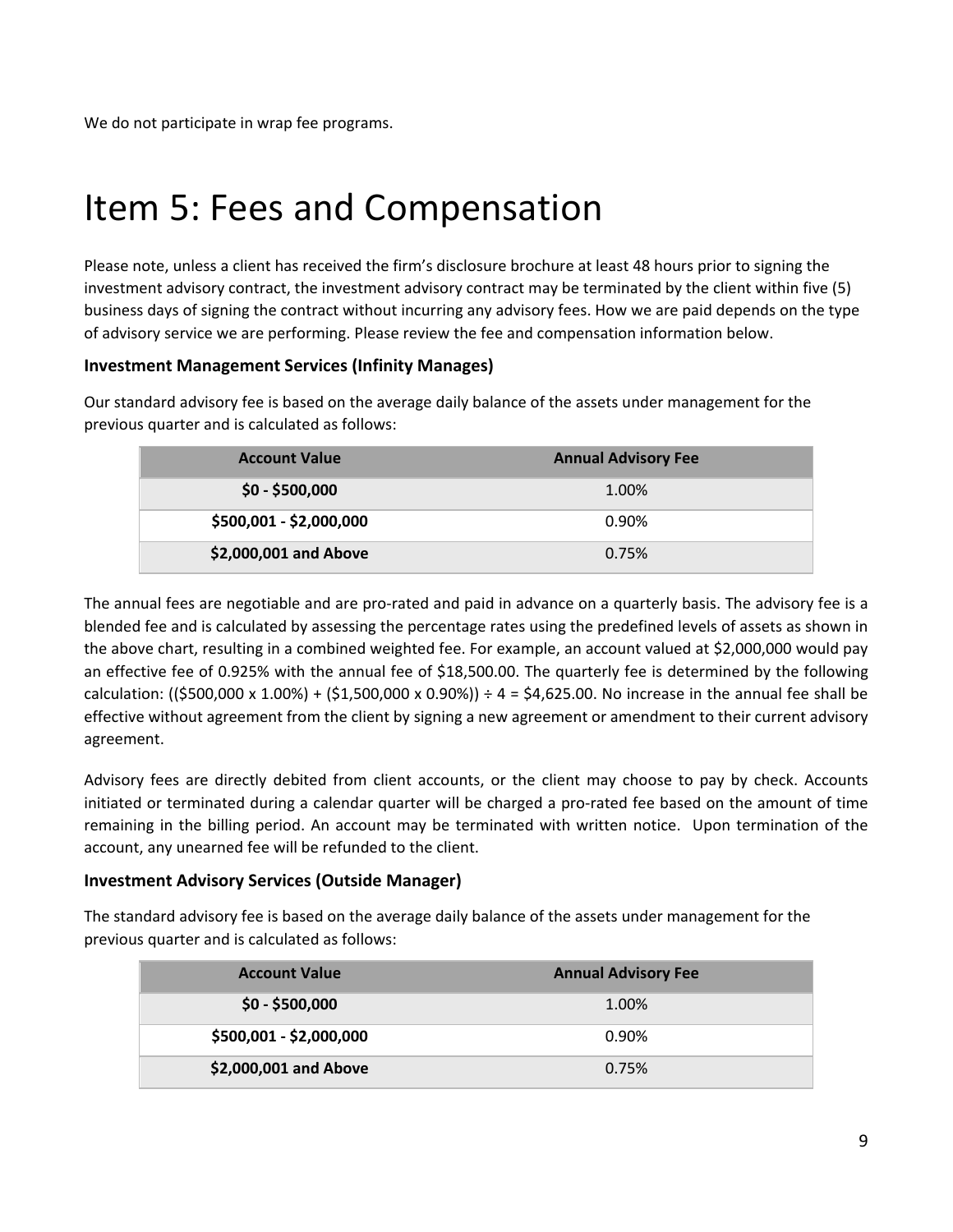We do not participate in wrap fee programs.

# Item 5: Fees and Compensation

Please note, unless a client has received the firm's disclosure brochure at least 48 hours prior to signing the investment advisory contract, the investment advisory contract may be terminated by the client within five (5) business days of signing the contract without incurring any advisory fees. How we are paid depends on the type of advisory service we are performing. Please review the fee and compensation information below.

### Investment Management Services (Infinity Manages)

Our standard advisory fee is based on the average daily balance of the assets under management for the previous quarter and is calculated as follows:

| Account Value | Annual Advisory Fee |
|---|---|
| **$0 - $500,000** | 1.00% |
| **$500,001 - $2,000,000** | 0.90% |
| **$2,000,001 and Above** | 0.75% |

The annual fees are negotiable and are pro-rated and paid in advance on a quarterly basis. The advisory fee is a blended fee and is calculated by assessing the percentage rates using the predefined levels of assets as shown in the above chart, resulting in a combined weighted fee. For example, an account valued at $2,000,000 would pay an effective fee of 0.925% with the annual fee of $18,500.00. The quarterly fee is determined by the following calculation: (($500,000 x 1.00%) + ($1,500,000 x 0.90%)) ÷ 4 = $4,625.00. No increase in the annual fee shall be effective without agreement from the client by signing a new agreement or amendment to their current advisory agreement.

Advisory fees are directly debited from client accounts, or the client may choose to pay by check. Accounts initiated or terminated during a calendar quarter will be charged a pro-rated fee based on the amount of time remaining in the billing period. An account may be terminated with written notice. Upon termination of the account, any unearned fee will be refunded to the client.

### Investment Advisory Services (Outside Manager)

The standard advisory fee is based on the average daily balance of the assets under management for the previous quarter and is calculated as follows:

| Account Value | Annual Advisory Fee |
|---|---|
| **$0 - $500,000** | 1.00% |
| **$500,001 - $2,000,000** | 0.90% |
| **$2,000,001 and Above** | 0.75% |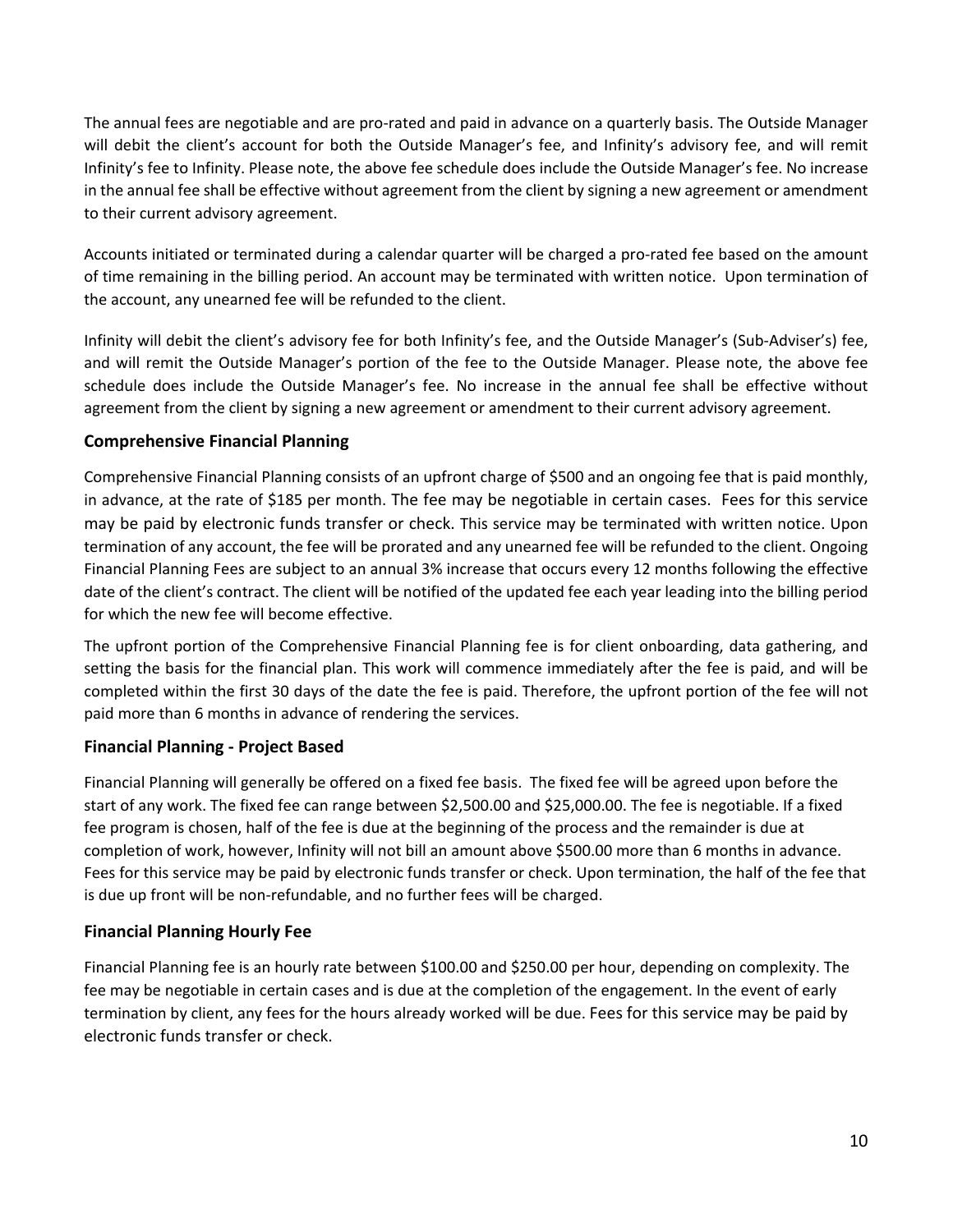The annual fees are negotiable and are pro-rated and paid in advance on a quarterly basis. The Outside Manager will debit the client's account for both the Outside Manager's fee, and Infinity's advisory fee, and will remit Infinity's fee to Infinity. Please note, the above fee schedule does include the Outside Manager's fee. No increase in the annual fee shall be effective without agreement from the client by signing a new agreement or amendment to their current advisory agreement.

Accounts initiated or terminated during a calendar quarter will be charged a pro-rated fee based on the amount of time remaining in the billing period. An account may be terminated with written notice. Upon termination of the account, any unearned fee will be refunded to the client.

Infinity will debit the client's advisory fee for both Infinity's fee, and the Outside Manager's (Sub-Adviser's) fee, and will remit the Outside Manager's portion of the fee to the Outside Manager. Please note, the above fee schedule does include the Outside Manager's fee. No increase in the annual fee shall be effective without agreement from the client by signing a new agreement or amendment to their current advisory agreement.

### Comprehensive Financial Planning

Comprehensive Financial Planning consists of an upfront charge of $500 and an ongoing fee that is paid monthly, in advance, at the rate of $185 per month. The fee may be negotiable in certain cases. Fees for this service may be paid by electronic funds transfer or check. This service may be terminated with written notice. Upon termination of any account, the fee will be prorated and any unearned fee will be refunded to the client. Ongoing Financial Planning Fees are subject to an annual 3% increase that occurs every 12 months following the effective date of the client's contract. The client will be notified of the updated fee each year leading into the billing period for which the new fee will become effective.

The upfront portion of the Comprehensive Financial Planning fee is for client onboarding, data gathering, and setting the basis for the financial plan. This work will commence immediately after the fee is paid, and will be completed within the first 30 days of the date the fee is paid. Therefore, the upfront portion of the fee will not paid more than 6 months in advance of rendering the services.

### Financial Planning - Project Based

Financial Planning will generally be offered on a fixed fee basis. The fixed fee will be agreed upon before the start of any work. The fixed fee can range between $2,500.00 and $25,000.00. The fee is negotiable. If a fixed fee program is chosen, half of the fee is due at the beginning of the process and the remainder is due at completion of work, however, Infinity will not bill an amount above $500.00 more than 6 months in advance. Fees for this service may be paid by electronic funds transfer or check. Upon termination, the half of the fee that is due up front will be non-refundable, and no further fees will be charged.

### Financial Planning Hourly Fee

Financial Planning fee is an hourly rate between $100.00 and $250.00 per hour, depending on complexity. The fee may be negotiable in certain cases and is due at the completion of the engagement. In the event of early termination by client, any fees for the hours already worked will be due. Fees for this service may be paid by electronic funds transfer or check.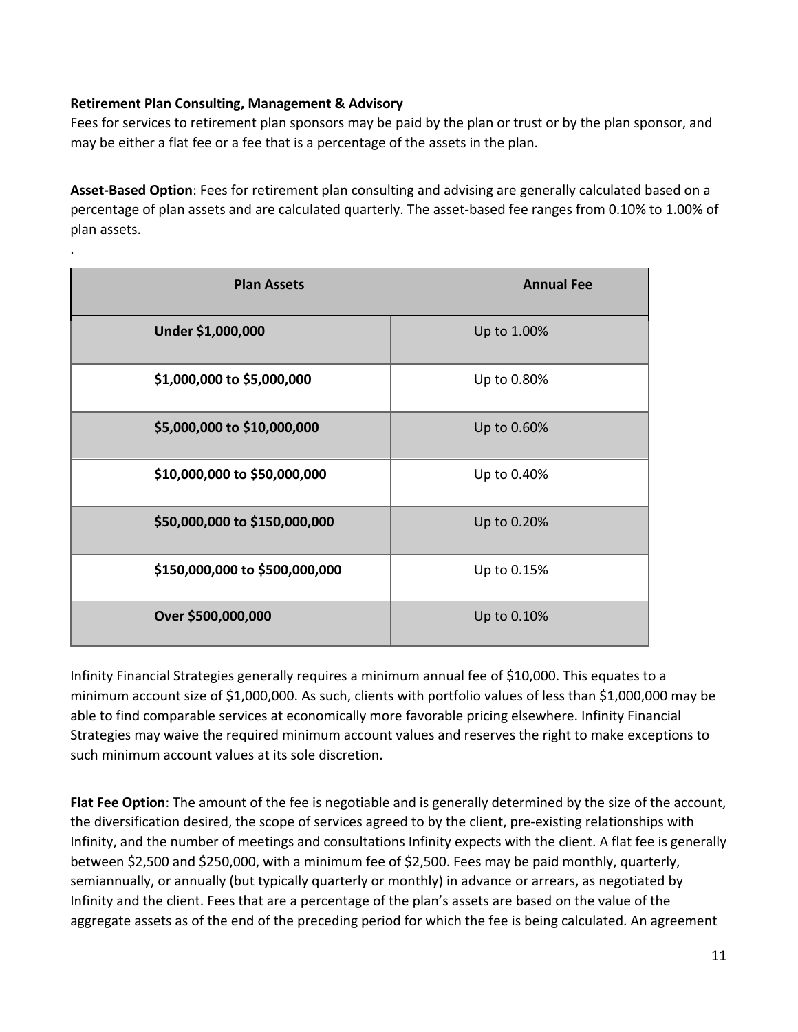**Retirement Plan Consulting, Management & Advisory**

Fees for services to retirement plan sponsors may be paid by the plan or trust or by the plan sponsor, and may be either a flat fee or a fee that is a percentage of the assets in the plan.

**Asset-Based Option**: Fees for retirement plan consulting and advising are generally calculated based on a percentage of plan assets and are calculated quarterly. The asset-based fee ranges from 0.10% to 1.00% of plan assets.

.

| Plan Assets | Annual Fee |
|---|---|
| **Under $1,000,000** | Up to 1.00% |
| **$1,000,000 to $5,000,000** | Up to 0.80% |
| **$5,000,000 to $10,000,000** | Up to 0.60% |
| **$10,000,000 to $50,000,000** | Up to 0.40% |
| **$50,000,000 to $150,000,000** | Up to 0.20% |
| **$150,000,000 to $500,000,000** | Up to 0.15% |
| **Over $500,000,000** | Up to 0.10% |

Infinity Financial Strategies generally requires a minimum annual fee of $10,000. This equates to a minimum account size of $1,000,000. As such, clients with portfolio values of less than $1,000,000 may be able to find comparable services at economically more favorable pricing elsewhere. Infinity Financial Strategies may waive the required minimum account values and reserves the right to make exceptions to such minimum account values at its sole discretion.

**Flat Fee Option**: The amount of the fee is negotiable and is generally determined by the size of the account, the diversification desired, the scope of services agreed to by the client, pre-existing relationships with Infinity, and the number of meetings and consultations Infinity expects with the client. A flat fee is generally between $2,500 and $250,000, with a minimum fee of $2,500. Fees may be paid monthly, quarterly, semiannually, or annually (but typically quarterly or monthly) in advance or arrears, as negotiated by Infinity and the client. Fees that are a percentage of the plan's assets are based on the value of the aggregate assets as of the end of the preceding period for which the fee is being calculated. An agreement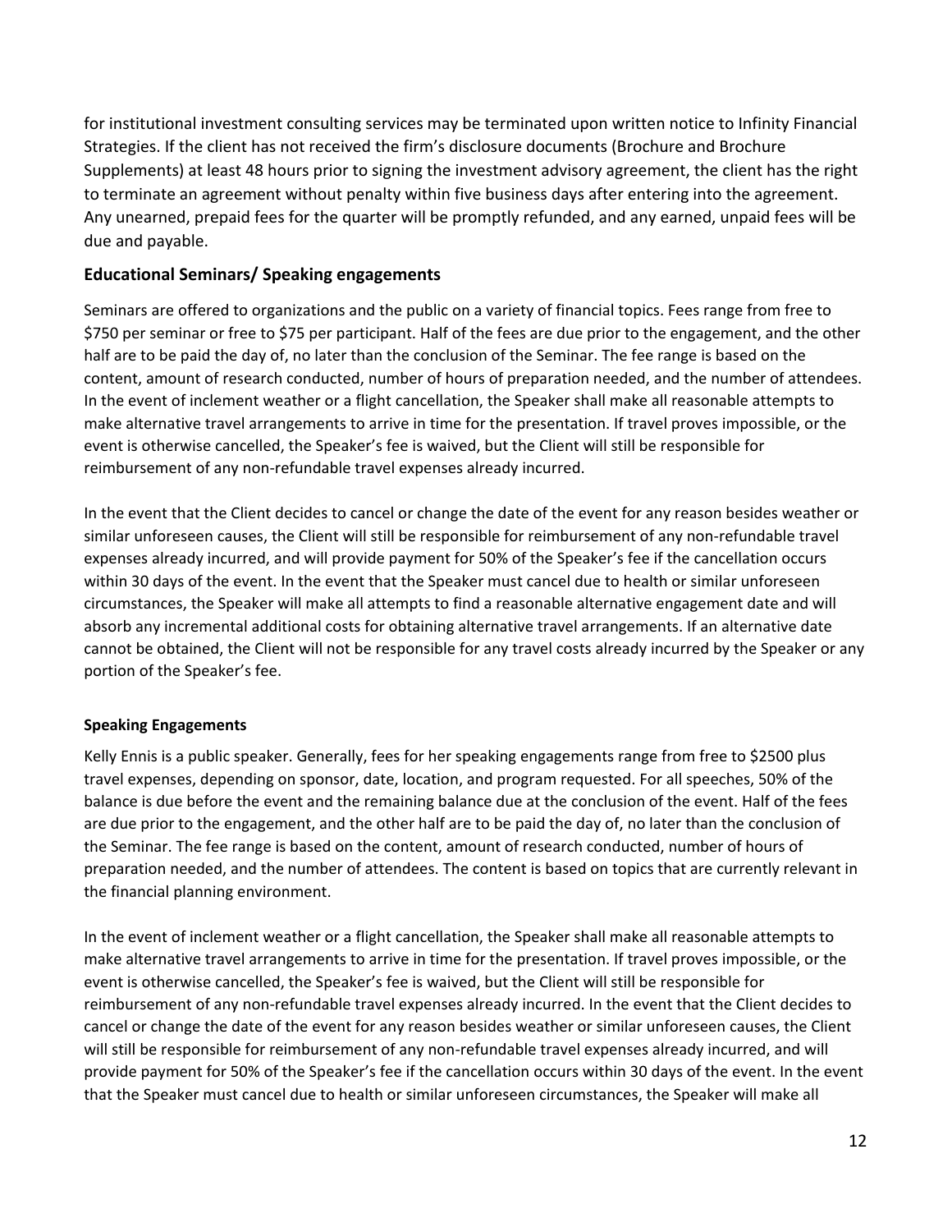for institutional investment consulting services may be terminated upon written notice to Infinity Financial Strategies. If the client has not received the firm's disclosure documents (Brochure and Brochure Supplements) at least 48 hours prior to signing the investment advisory agreement, the client has the right to terminate an agreement without penalty within five business days after entering into the agreement. Any unearned, prepaid fees for the quarter will be promptly refunded, and any earned, unpaid fees will be due and payable.

### Educational Seminars/ Speaking engagements

Seminars are offered to organizations and the public on a variety of financial topics. Fees range from free to $750 per seminar or free to $75 per participant. Half of the fees are due prior to the engagement, and the other half are to be paid the day of, no later than the conclusion of the Seminar. The fee range is based on the content, amount of research conducted, number of hours of preparation needed, and the number of attendees. In the event of inclement weather or a flight cancellation, the Speaker shall make all reasonable attempts to make alternative travel arrangements to arrive in time for the presentation. If travel proves impossible, or the event is otherwise cancelled, the Speaker's fee is waived, but the Client will still be responsible for reimbursement of any non-refundable travel expenses already incurred.

In the event that the Client decides to cancel or change the date of the event for any reason besides weather or similar unforeseen causes, the Client will still be responsible for reimbursement of any non-refundable travel expenses already incurred, and will provide payment for 50% of the Speaker's fee if the cancellation occurs within 30 days of the event. In the event that the Speaker must cancel due to health or similar unforeseen circumstances, the Speaker will make all attempts to find a reasonable alternative engagement date and will absorb any incremental additional costs for obtaining alternative travel arrangements. If an alternative date cannot be obtained, the Client will not be responsible for any travel costs already incurred by the Speaker or any portion of the Speaker's fee.

#### Speaking Engagements

Kelly Ennis is a public speaker. Generally, fees for her speaking engagements range from free to $2500 plus travel expenses, depending on sponsor, date, location, and program requested. For all speeches, 50% of the balance is due before the event and the remaining balance due at the conclusion of the event. Half of the fees are due prior to the engagement, and the other half are to be paid the day of, no later than the conclusion of the Seminar. The fee range is based on the content, amount of research conducted, number of hours of preparation needed, and the number of attendees. The content is based on topics that are currently relevant in the financial planning environment.

In the event of inclement weather or a flight cancellation, the Speaker shall make all reasonable attempts to make alternative travel arrangements to arrive in time for the presentation. If travel proves impossible, or the event is otherwise cancelled, the Speaker's fee is waived, but the Client will still be responsible for reimbursement of any non-refundable travel expenses already incurred. In the event that the Client decides to cancel or change the date of the event for any reason besides weather or similar unforeseen causes, the Client will still be responsible for reimbursement of any non-refundable travel expenses already incurred, and will provide payment for 50% of the Speaker's fee if the cancellation occurs within 30 days of the event. In the event that the Speaker must cancel due to health or similar unforeseen circumstances, the Speaker will make all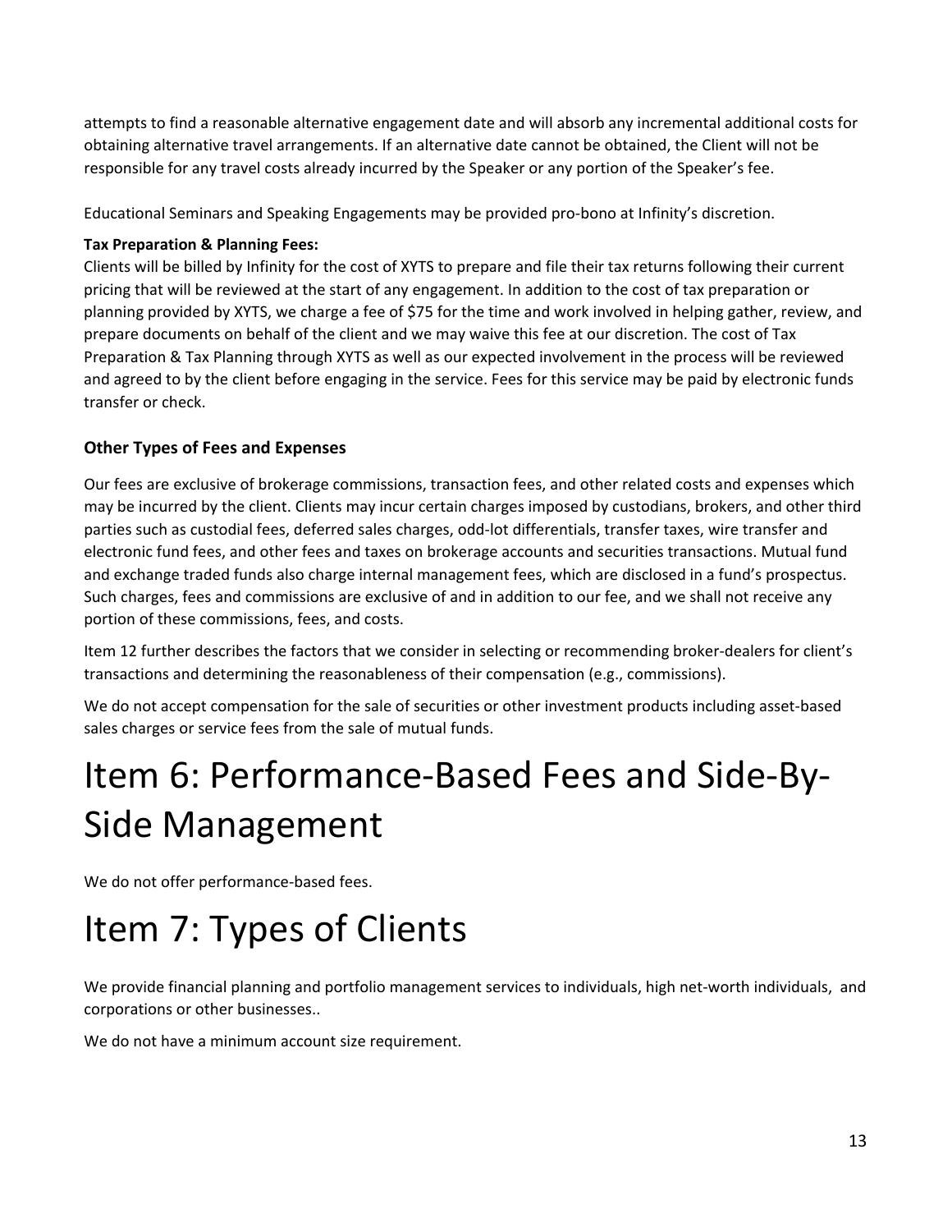attempts to find a reasonable alternative engagement date and will absorb any incremental additional costs for obtaining alternative travel arrangements. If an alternative date cannot be obtained, the Client will not be responsible for any travel costs already incurred by the Speaker or any portion of the Speaker's fee.

Educational Seminars and Speaking Engagements may be provided pro-bono at Infinity's discretion.

**Tax Preparation & Planning Fees:**
Clients will be billed by Infinity for the cost of XYTS to prepare and file their tax returns following their current pricing that will be reviewed at the start of any engagement. In addition to the cost of tax preparation or planning provided by XYTS, we charge a fee of $75 for the time and work involved in helping gather, review, and prepare documents on behalf of the client and we may waive this fee at our discretion. The cost of Tax Preparation & Tax Planning through XYTS as well as our expected involvement in the process will be reviewed and agreed to by the client before engaging in the service. Fees for this service may be paid by electronic funds transfer or check.

### Other Types of Fees and Expenses

Our fees are exclusive of brokerage commissions, transaction fees, and other related costs and expenses which may be incurred by the client. Clients may incur certain charges imposed by custodians, brokers, and other third parties such as custodial fees, deferred sales charges, odd-lot differentials, transfer taxes, wire transfer and electronic fund fees, and other fees and taxes on brokerage accounts and securities transactions. Mutual fund and exchange traded funds also charge internal management fees, which are disclosed in a fund's prospectus. Such charges, fees and commissions are exclusive of and in addition to our fee, and we shall not receive any portion of these commissions, fees, and costs.

Item 12 further describes the factors that we consider in selecting or recommending broker-dealers for client's transactions and determining the reasonableness of their compensation (e.g., commissions).

We do not accept compensation for the sale of securities or other investment products including asset-based sales charges or service fees from the sale of mutual funds.

# Item 6: Performance-Based Fees and Side-By-Side Management

We do not offer performance-based fees.

# Item 7: Types of Clients

We provide financial planning and portfolio management services to individuals, high net-worth individuals, and corporations or other businesses..

We do not have a minimum account size requirement.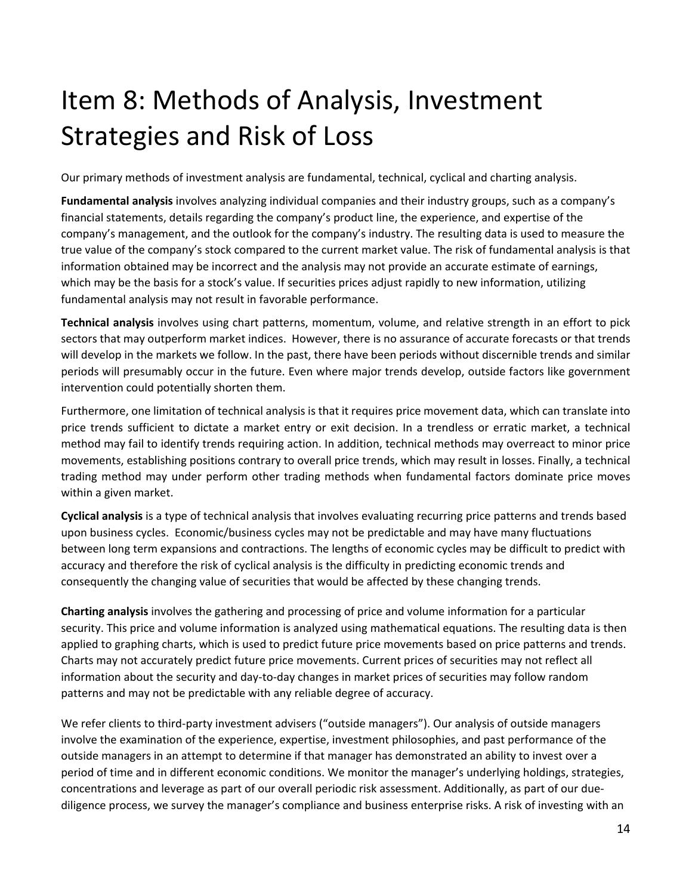# Item 8: Methods of Analysis, Investment Strategies and Risk of Loss

Our primary methods of investment analysis are fundamental, technical, cyclical and charting analysis.

**Fundamental analysis** involves analyzing individual companies and their industry groups, such as a company's financial statements, details regarding the company's product line, the experience, and expertise of the company's management, and the outlook for the company's industry. The resulting data is used to measure the true value of the company's stock compared to the current market value. The risk of fundamental analysis is that information obtained may be incorrect and the analysis may not provide an accurate estimate of earnings, which may be the basis for a stock's value. If securities prices adjust rapidly to new information, utilizing fundamental analysis may not result in favorable performance.

**Technical analysis** involves using chart patterns, momentum, volume, and relative strength in an effort to pick sectors that may outperform market indices. However, there is no assurance of accurate forecasts or that trends will develop in the markets we follow. In the past, there have been periods without discernible trends and similar periods will presumably occur in the future. Even where major trends develop, outside factors like government intervention could potentially shorten them.

Furthermore, one limitation of technical analysis is that it requires price movement data, which can translate into price trends sufficient to dictate a market entry or exit decision. In a trendless or erratic market, a technical method may fail to identify trends requiring action. In addition, technical methods may overreact to minor price movements, establishing positions contrary to overall price trends, which may result in losses. Finally, a technical trading method may under perform other trading methods when fundamental factors dominate price moves within a given market.

**Cyclical analysis** is a type of technical analysis that involves evaluating recurring price patterns and trends based upon business cycles. Economic/business cycles may not be predictable and may have many fluctuations between long term expansions and contractions. The lengths of economic cycles may be difficult to predict with accuracy and therefore the risk of cyclical analysis is the difficulty in predicting economic trends and consequently the changing value of securities that would be affected by these changing trends.

**Charting analysis** involves the gathering and processing of price and volume information for a particular security. This price and volume information is analyzed using mathematical equations. The resulting data is then applied to graphing charts, which is used to predict future price movements based on price patterns and trends. Charts may not accurately predict future price movements. Current prices of securities may not reflect all information about the security and day-to-day changes in market prices of securities may follow random patterns and may not be predictable with any reliable degree of accuracy.

We refer clients to third-party investment advisers ("outside managers"). Our analysis of outside managers involve the examination of the experience, expertise, investment philosophies, and past performance of the outside managers in an attempt to determine if that manager has demonstrated an ability to invest over a period of time and in different economic conditions. We monitor the manager's underlying holdings, strategies, concentrations and leverage as part of our overall periodic risk assessment. Additionally, as part of our due-diligence process, we survey the manager's compliance and business enterprise risks. A risk of investing with an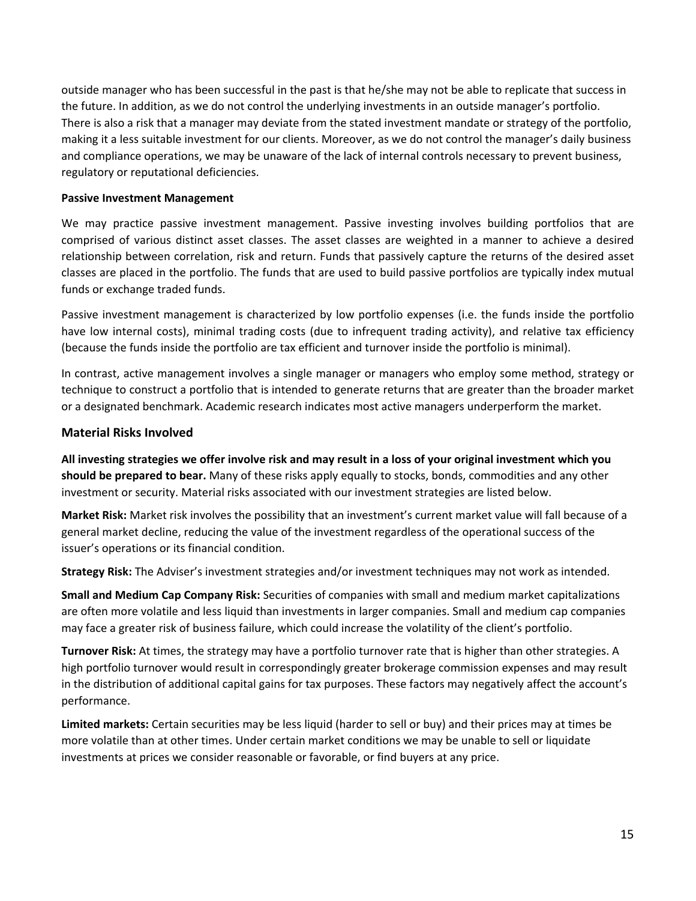outside manager who has been successful in the past is that he/she may not be able to replicate that success in the future. In addition, as we do not control the underlying investments in an outside manager's portfolio. There is also a risk that a manager may deviate from the stated investment mandate or strategy of the portfolio, making it a less suitable investment for our clients. Moreover, as we do not control the manager's daily business and compliance operations, we may be unaware of the lack of internal controls necessary to prevent business, regulatory or reputational deficiencies.

**Passive Investment Management**

We may practice passive investment management. Passive investing involves building portfolios that are comprised of various distinct asset classes. The asset classes are weighted in a manner to achieve a desired relationship between correlation, risk and return. Funds that passively capture the returns of the desired asset classes are placed in the portfolio. The funds that are used to build passive portfolios are typically index mutual funds or exchange traded funds.

Passive investment management is characterized by low portfolio expenses (i.e. the funds inside the portfolio have low internal costs), minimal trading costs (due to infrequent trading activity), and relative tax efficiency (because the funds inside the portfolio are tax efficient and turnover inside the portfolio is minimal).

In contrast, active management involves a single manager or managers who employ some method, strategy or technique to construct a portfolio that is intended to generate returns that are greater than the broader market or a designated benchmark. Academic research indicates most active managers underperform the market.

### Material Risks Involved

**All investing strategies we offer involve risk and may result in a loss of your original investment which you should be prepared to bear.** Many of these risks apply equally to stocks, bonds, commodities and any other investment or security. Material risks associated with our investment strategies are listed below.

**Market Risk:** Market risk involves the possibility that an investment's current market value will fall because of a general market decline, reducing the value of the investment regardless of the operational success of the issuer's operations or its financial condition.

**Strategy Risk:** The Adviser's investment strategies and/or investment techniques may not work as intended.

**Small and Medium Cap Company Risk:** Securities of companies with small and medium market capitalizations are often more volatile and less liquid than investments in larger companies. Small and medium cap companies may face a greater risk of business failure, which could increase the volatility of the client's portfolio.

**Turnover Risk:** At times, the strategy may have a portfolio turnover rate that is higher than other strategies. A high portfolio turnover would result in correspondingly greater brokerage commission expenses and may result in the distribution of additional capital gains for tax purposes. These factors may negatively affect the account's performance.

**Limited markets:** Certain securities may be less liquid (harder to sell or buy) and their prices may at times be more volatile than at other times. Under certain market conditions we may be unable to sell or liquidate investments at prices we consider reasonable or favorable, or find buyers at any price.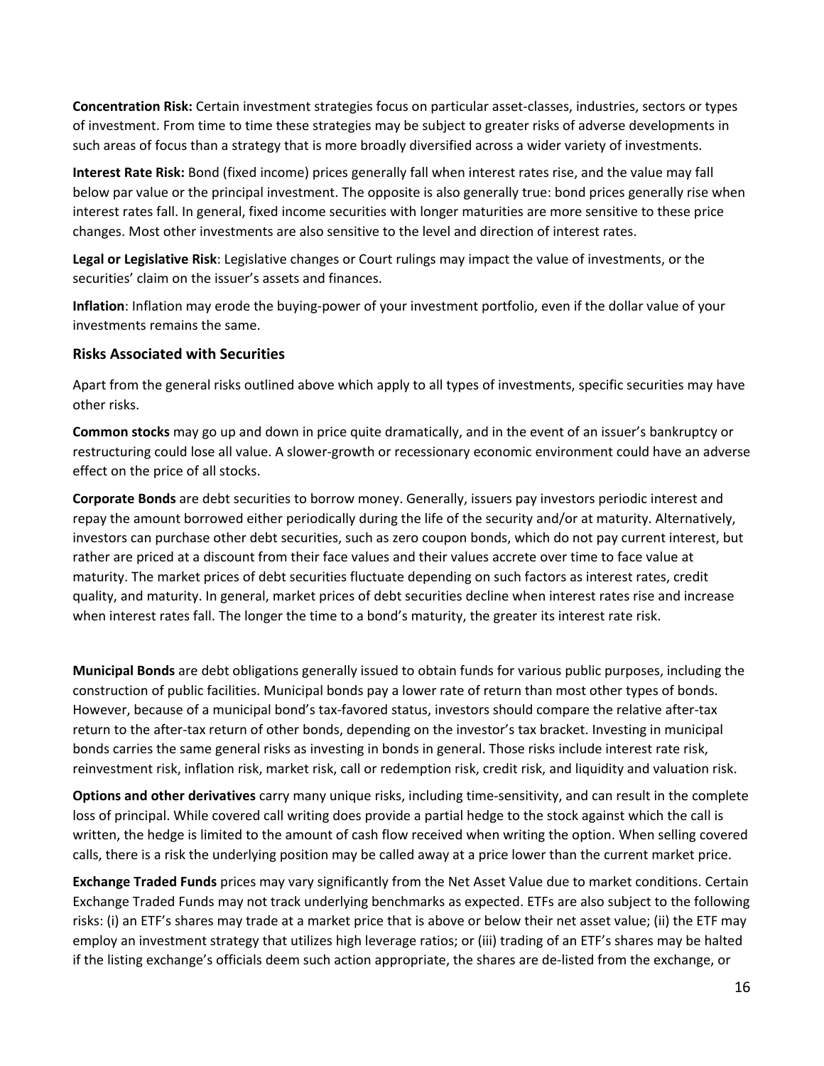**Concentration Risk:** Certain investment strategies focus on particular asset-classes, industries, sectors or types of investment. From time to time these strategies may be subject to greater risks of adverse developments in such areas of focus than a strategy that is more broadly diversified across a wider variety of investments.

**Interest Rate Risk:** Bond (fixed income) prices generally fall when interest rates rise, and the value may fall below par value or the principal investment. The opposite is also generally true: bond prices generally rise when interest rates fall. In general, fixed income securities with longer maturities are more sensitive to these price changes. Most other investments are also sensitive to the level and direction of interest rates.

**Legal or Legislative Risk**: Legislative changes or Court rulings may impact the value of investments, or the securities' claim on the issuer's assets and finances.

**Inflation**: Inflation may erode the buying-power of your investment portfolio, even if the dollar value of your investments remains the same.

### Risks Associated with Securities

Apart from the general risks outlined above which apply to all types of investments, specific securities may have other risks.

**Common stocks** may go up and down in price quite dramatically, and in the event of an issuer's bankruptcy or restructuring could lose all value. A slower-growth or recessionary economic environment could have an adverse effect on the price of all stocks.

**Corporate Bonds** are debt securities to borrow money. Generally, issuers pay investors periodic interest and repay the amount borrowed either periodically during the life of the security and/or at maturity. Alternatively, investors can purchase other debt securities, such as zero coupon bonds, which do not pay current interest, but rather are priced at a discount from their face values and their values accrete over time to face value at maturity. The market prices of debt securities fluctuate depending on such factors as interest rates, credit quality, and maturity. In general, market prices of debt securities decline when interest rates rise and increase when interest rates fall. The longer the time to a bond's maturity, the greater its interest rate risk.

**Municipal Bonds** are debt obligations generally issued to obtain funds for various public purposes, including the construction of public facilities. Municipal bonds pay a lower rate of return than most other types of bonds. However, because of a municipal bond's tax-favored status, investors should compare the relative after-tax return to the after-tax return of other bonds, depending on the investor's tax bracket. Investing in municipal bonds carries the same general risks as investing in bonds in general. Those risks include interest rate risk, reinvestment risk, inflation risk, market risk, call or redemption risk, credit risk, and liquidity and valuation risk.

**Options and other derivatives** carry many unique risks, including time-sensitivity, and can result in the complete loss of principal. While covered call writing does provide a partial hedge to the stock against which the call is written, the hedge is limited to the amount of cash flow received when writing the option. When selling covered calls, there is a risk the underlying position may be called away at a price lower than the current market price.

**Exchange Traded Funds** prices may vary significantly from the Net Asset Value due to market conditions. Certain Exchange Traded Funds may not track underlying benchmarks as expected. ETFs are also subject to the following risks: (i) an ETF's shares may trade at a market price that is above or below their net asset value; (ii) the ETF may employ an investment strategy that utilizes high leverage ratios; or (iii) trading of an ETF's shares may be halted if the listing exchange's officials deem such action appropriate, the shares are de-listed from the exchange, or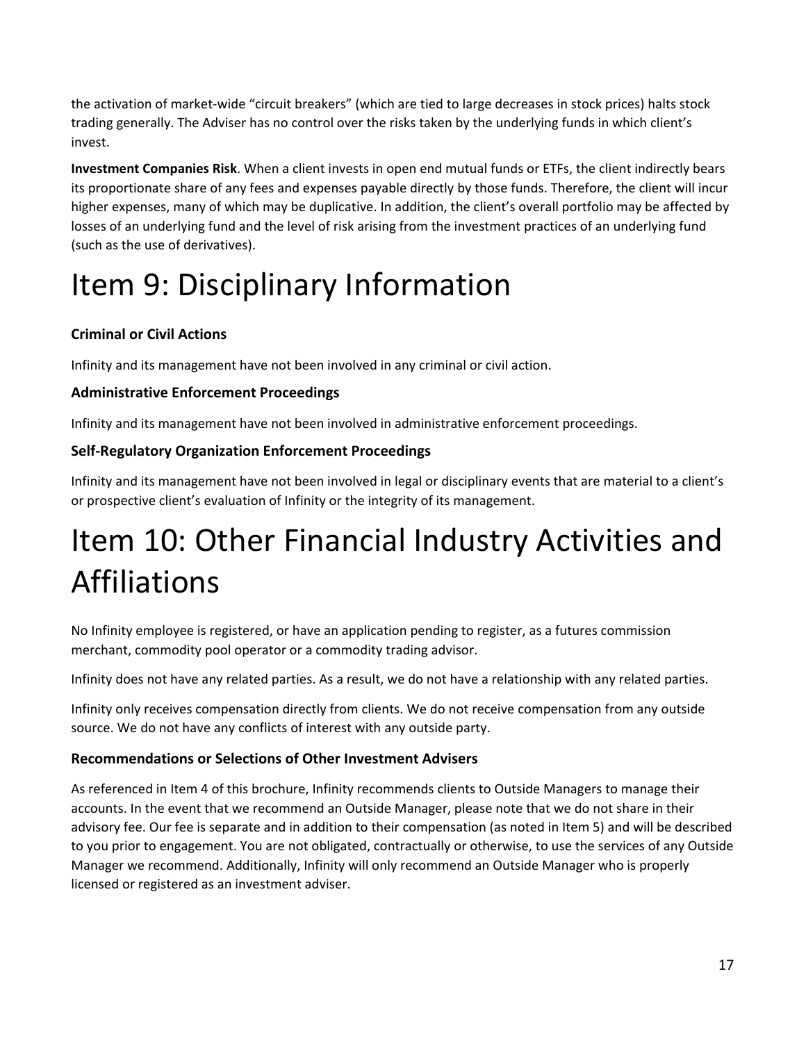the activation of market-wide “circuit breakers” (which are tied to large decreases in stock prices) halts stock trading generally. The Adviser has no control over the risks taken by the underlying funds in which client’s invest.

**Investment Companies Risk**. When a client invests in open end mutual funds or ETFs, the client indirectly bears its proportionate share of any fees and expenses payable directly by those funds. Therefore, the client will incur higher expenses, many of which may be duplicative. In addition, the client’s overall portfolio may be affected by losses of an underlying fund and the level of risk arising from the investment practices of an underlying fund (such as the use of derivatives).

# Item 9: Disciplinary Information

### Criminal or Civil Actions

Infinity and its management have not been involved in any criminal or civil action.

### Administrative Enforcement Proceedings

Infinity and its management have not been involved in administrative enforcement proceedings.

### Self-Regulatory Organization Enforcement Proceedings

Infinity and its management have not been involved in legal or disciplinary events that are material to a client’s or prospective client’s evaluation of Infinity or the integrity of its management.

# Item 10: Other Financial Industry Activities and Affiliations

No Infinity employee is registered, or have an application pending to register, as a futures commission merchant, commodity pool operator or a commodity trading advisor.

Infinity does not have any related parties. As a result, we do not have a relationship with any related parties.

Infinity only receives compensation directly from clients. We do not receive compensation from any outside source. We do not have any conflicts of interest with any outside party.

### Recommendations or Selections of Other Investment Advisers

As referenced in Item 4 of this brochure, Infinity recommends clients to Outside Managers to manage their accounts. In the event that we recommend an Outside Manager, please note that we do not share in their advisory fee. Our fee is separate and in addition to their compensation (as noted in Item 5) and will be described to you prior to engagement. You are not obligated, contractually or otherwise, to use the services of any Outside Manager we recommend. Additionally, Infinity will only recommend an Outside Manager who is properly licensed or registered as an investment adviser.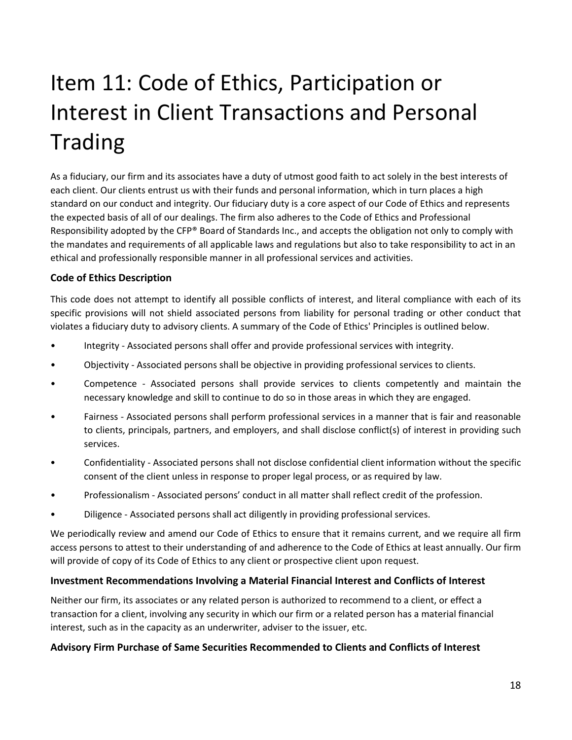# Item 11: Code of Ethics, Participation or Interest in Client Transactions and Personal Trading

As a fiduciary, our firm and its associates have a duty of utmost good faith to act solely in the best interests of each client. Our clients entrust us with their funds and personal information, which in turn places a high standard on our conduct and integrity. Our fiduciary duty is a core aspect of our Code of Ethics and represents the expected basis of all of our dealings. The firm also adheres to the Code of Ethics and Professional Responsibility adopted by the CFP® Board of Standards Inc., and accepts the obligation not only to comply with the mandates and requirements of all applicable laws and regulations but also to take responsibility to act in an ethical and professionally responsible manner in all professional services and activities.

### Code of Ethics Description

This code does not attempt to identify all possible conflicts of interest, and literal compliance with each of its specific provisions will not shield associated persons from liability for personal trading or other conduct that violates a fiduciary duty to advisory clients. A summary of the Code of Ethics' Principles is outlined below.

- Integrity - Associated persons shall offer and provide professional services with integrity.
- Objectivity - Associated persons shall be objective in providing professional services to clients.
- Competence - Associated persons shall provide services to clients competently and maintain the necessary knowledge and skill to continue to do so in those areas in which they are engaged.
- Fairness - Associated persons shall perform professional services in a manner that is fair and reasonable to clients, principals, partners, and employers, and shall disclose conflict(s) of interest in providing such services.
- Confidentiality - Associated persons shall not disclose confidential client information without the specific consent of the client unless in response to proper legal process, or as required by law.
- Professionalism - Associated persons' conduct in all matter shall reflect credit of the profession.
- Diligence - Associated persons shall act diligently in providing professional services.

We periodically review and amend our Code of Ethics to ensure that it remains current, and we require all firm access persons to attest to their understanding of and adherence to the Code of Ethics at least annually. Our firm will provide of copy of its Code of Ethics to any client or prospective client upon request.

### Investment Recommendations Involving a Material Financial Interest and Conflicts of Interest

Neither our firm, its associates or any related person is authorized to recommend to a client, or effect a transaction for a client, involving any security in which our firm or a related person has a material financial interest, such as in the capacity as an underwriter, adviser to the issuer, etc.

### Advisory Firm Purchase of Same Securities Recommended to Clients and Conflicts of Interest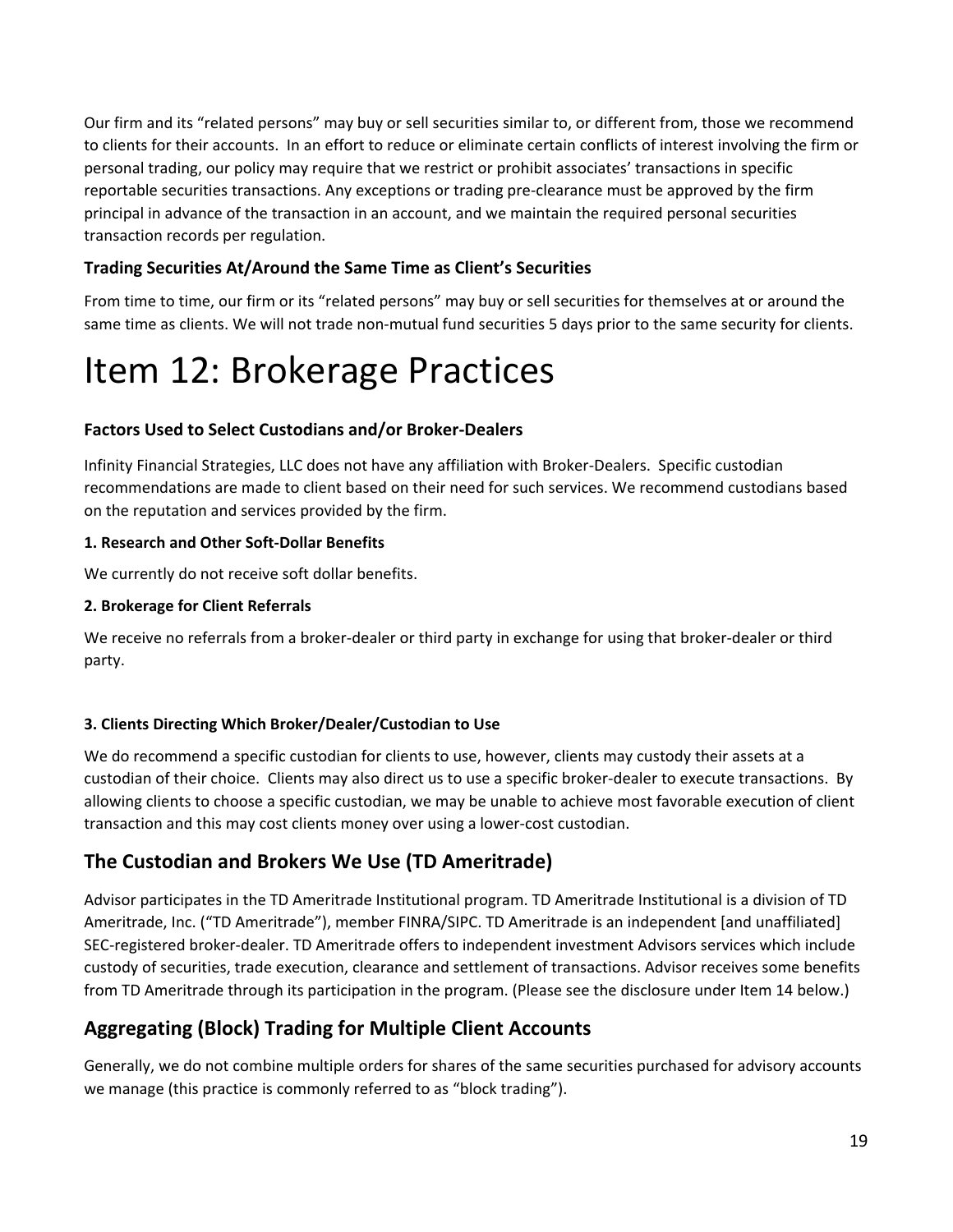Our firm and its "related persons" may buy or sell securities similar to, or different from, those we recommend to clients for their accounts. In an effort to reduce or eliminate certain conflicts of interest involving the firm or personal trading, our policy may require that we restrict or prohibit associates' transactions in specific reportable securities transactions. Any exceptions or trading pre-clearance must be approved by the firm principal in advance of the transaction in an account, and we maintain the required personal securities transaction records per regulation.

### Trading Securities At/Around the Same Time as Client's Securities

From time to time, our firm or its "related persons" may buy or sell securities for themselves at or around the same time as clients. We will not trade non-mutual fund securities 5 days prior to the same security for clients.

# Item 12: Brokerage Practices

### Factors Used to Select Custodians and/or Broker-Dealers

Infinity Financial Strategies, LLC does not have any affiliation with Broker-Dealers. Specific custodian recommendations are made to client based on their need for such services. We recommend custodians based on the reputation and services provided by the firm.

#### 1. Research and Other Soft-Dollar Benefits

We currently do not receive soft dollar benefits.

#### 2. Brokerage for Client Referrals

We receive no referrals from a broker-dealer or third party in exchange for using that broker-dealer or third party.

#### 3. Clients Directing Which Broker/Dealer/Custodian to Use

We do recommend a specific custodian for clients to use, however, clients may custody their assets at a custodian of their choice. Clients may also direct us to use a specific broker-dealer to execute transactions. By allowing clients to choose a specific custodian, we may be unable to achieve most favorable execution of client transaction and this may cost clients money over using a lower-cost custodian.

## The Custodian and Brokers We Use (TD Ameritrade)

Advisor participates in the TD Ameritrade Institutional program. TD Ameritrade Institutional is a division of TD Ameritrade, Inc. ("TD Ameritrade"), member FINRA/SIPC. TD Ameritrade is an independent [and unaffiliated] SEC-registered broker-dealer. TD Ameritrade offers to independent investment Advisors services which include custody of securities, trade execution, clearance and settlement of transactions. Advisor receives some benefits from TD Ameritrade through its participation in the program. (Please see the disclosure under Item 14 below.)

## Aggregating (Block) Trading for Multiple Client Accounts

Generally, we do not combine multiple orders for shares of the same securities purchased for advisory accounts we manage (this practice is commonly referred to as "block trading").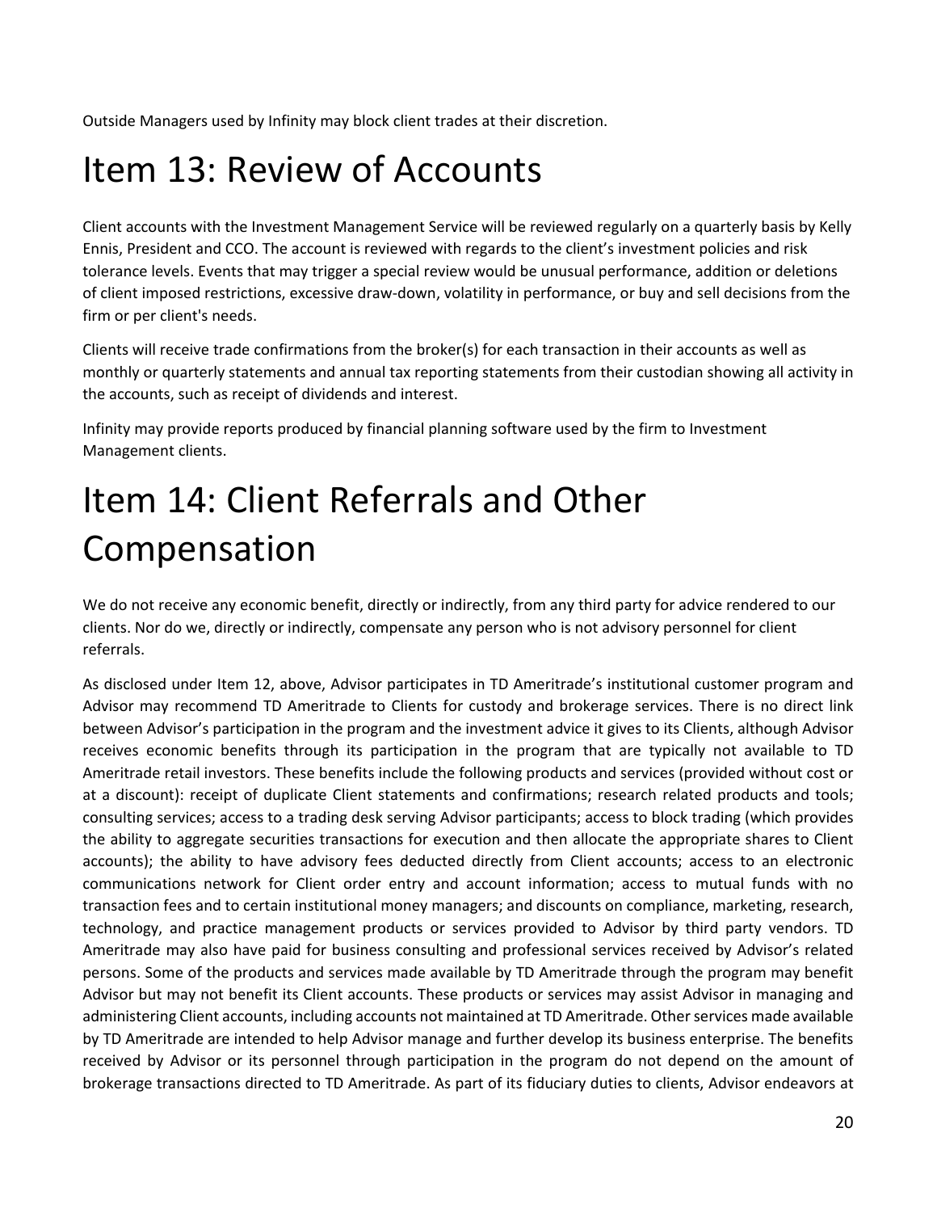Outside Managers used by Infinity may block client trades at their discretion.

# Item 13: Review of Accounts

Client accounts with the Investment Management Service will be reviewed regularly on a quarterly basis by Kelly Ennis, President and CCO. The account is reviewed with regards to the client's investment policies and risk tolerance levels. Events that may trigger a special review would be unusual performance, addition or deletions of client imposed restrictions, excessive draw-down, volatility in performance, or buy and sell decisions from the firm or per client's needs.

Clients will receive trade confirmations from the broker(s) for each transaction in their accounts as well as monthly or quarterly statements and annual tax reporting statements from their custodian showing all activity in the accounts, such as receipt of dividends and interest.

Infinity may provide reports produced by financial planning software used by the firm to Investment Management clients.

# Item 14: Client Referrals and Other Compensation

We do not receive any economic benefit, directly or indirectly, from any third party for advice rendered to our clients. Nor do we, directly or indirectly, compensate any person who is not advisory personnel for client referrals.

As disclosed under Item 12, above, Advisor participates in TD Ameritrade's institutional customer program and Advisor may recommend TD Ameritrade to Clients for custody and brokerage services. There is no direct link between Advisor's participation in the program and the investment advice it gives to its Clients, although Advisor receives economic benefits through its participation in the program that are typically not available to TD Ameritrade retail investors. These benefits include the following products and services (provided without cost or at a discount): receipt of duplicate Client statements and confirmations; research related products and tools; consulting services; access to a trading desk serving Advisor participants; access to block trading (which provides the ability to aggregate securities transactions for execution and then allocate the appropriate shares to Client accounts); the ability to have advisory fees deducted directly from Client accounts; access to an electronic communications network for Client order entry and account information; access to mutual funds with no transaction fees and to certain institutional money managers; and discounts on compliance, marketing, research, technology, and practice management products or services provided to Advisor by third party vendors. TD Ameritrade may also have paid for business consulting and professional services received by Advisor's related persons. Some of the products and services made available by TD Ameritrade through the program may benefit Advisor but may not benefit its Client accounts. These products or services may assist Advisor in managing and administering Client accounts, including accounts not maintained at TD Ameritrade. Other services made available by TD Ameritrade are intended to help Advisor manage and further develop its business enterprise. The benefits received by Advisor or its personnel through participation in the program do not depend on the amount of brokerage transactions directed to TD Ameritrade. As part of its fiduciary duties to clients, Advisor endeavors at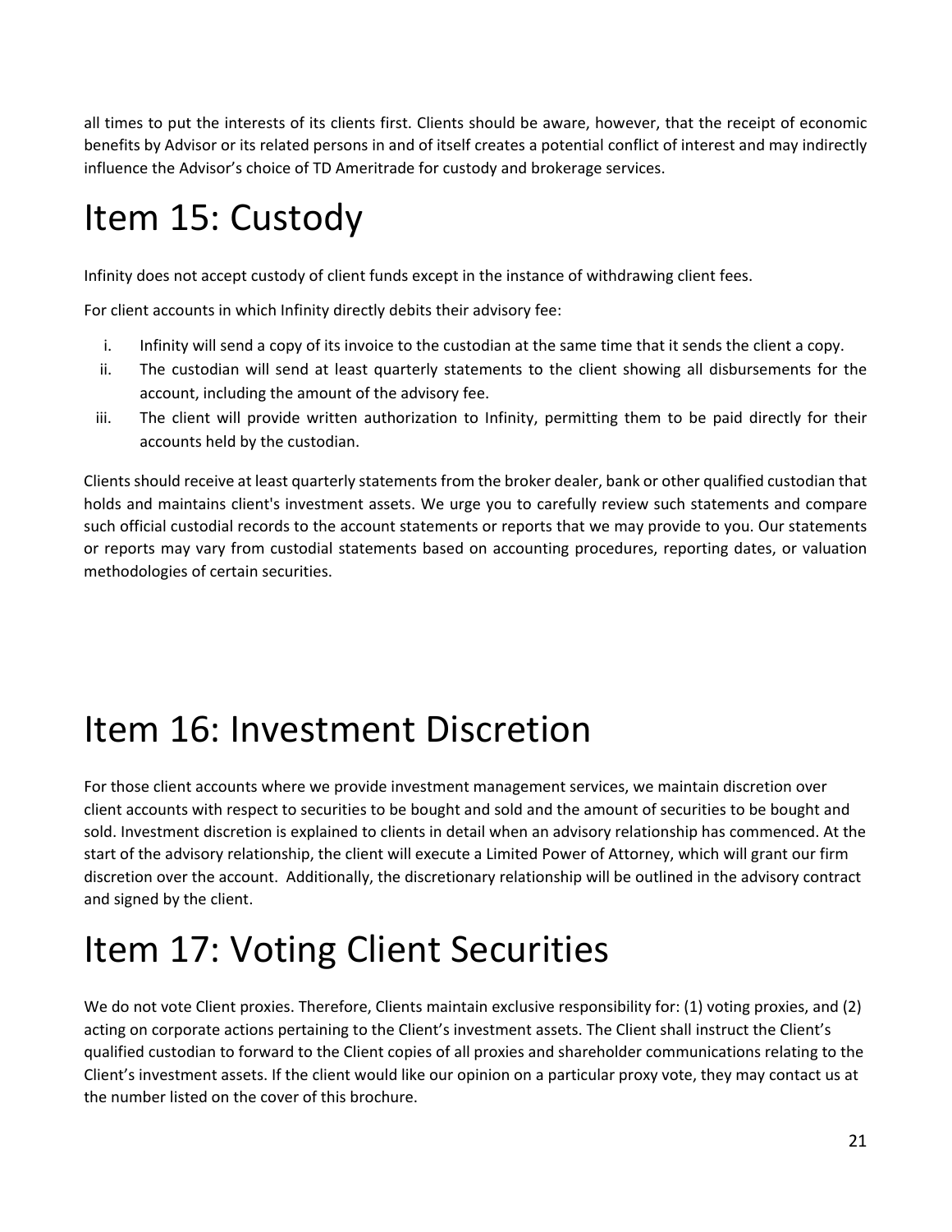all times to put the interests of its clients first. Clients should be aware, however, that the receipt of economic benefits by Advisor or its related persons in and of itself creates a potential conflict of interest and may indirectly influence the Advisor's choice of TD Ameritrade for custody and brokerage services.

# Item 15: Custody

Infinity does not accept custody of client funds except in the instance of withdrawing client fees.

For client accounts in which Infinity directly debits their advisory fee:

i. Infinity will send a copy of its invoice to the custodian at the same time that it sends the client a copy.
ii. The custodian will send at least quarterly statements to the client showing all disbursements for the account, including the amount of the advisory fee.
iii. The client will provide written authorization to Infinity, permitting them to be paid directly for their accounts held by the custodian.

Clients should receive at least quarterly statements from the broker dealer, bank or other qualified custodian that holds and maintains client's investment assets. We urge you to carefully review such statements and compare such official custodial records to the account statements or reports that we may provide to you. Our statements or reports may vary from custodial statements based on accounting procedures, reporting dates, or valuation methodologies of certain securities.

# Item 16: Investment Discretion

For those client accounts where we provide investment management services, we maintain discretion over client accounts with respect to securities to be bought and sold and the amount of securities to be bought and sold. Investment discretion is explained to clients in detail when an advisory relationship has commenced. At the start of the advisory relationship, the client will execute a Limited Power of Attorney, which will grant our firm discretion over the account. Additionally, the discretionary relationship will be outlined in the advisory contract and signed by the client.

# Item 17: Voting Client Securities

We do not vote Client proxies. Therefore, Clients maintain exclusive responsibility for: (1) voting proxies, and (2) acting on corporate actions pertaining to the Client's investment assets. The Client shall instruct the Client's qualified custodian to forward to the Client copies of all proxies and shareholder communications relating to the Client's investment assets. If the client would like our opinion on a particular proxy vote, they may contact us at the number listed on the cover of this brochure.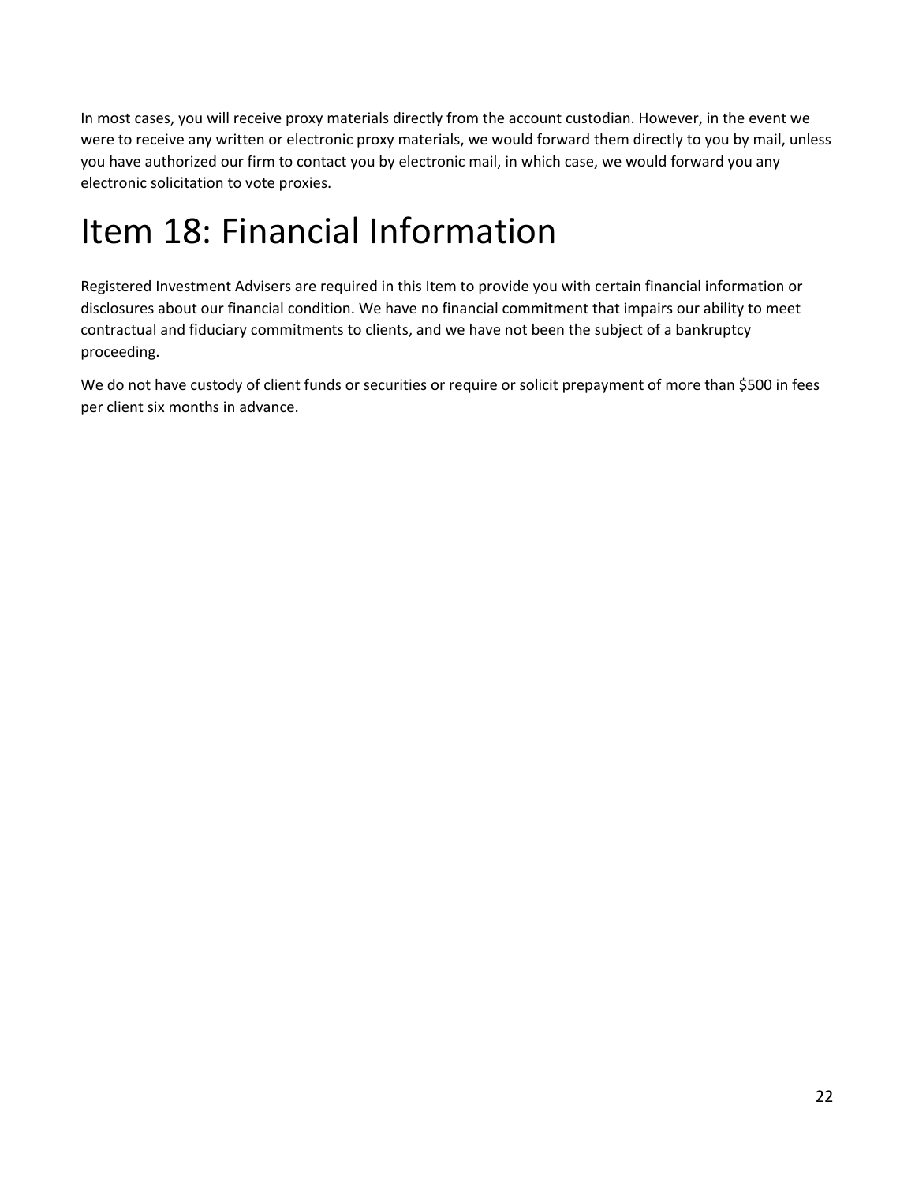In most cases, you will receive proxy materials directly from the account custodian. However, in the event we were to receive any written or electronic proxy materials, we would forward them directly to you by mail, unless you have authorized our firm to contact you by electronic mail, in which case, we would forward you any electronic solicitation to vote proxies.

# Item 18: Financial Information

Registered Investment Advisers are required in this Item to provide you with certain financial information or disclosures about our financial condition. We have no financial commitment that impairs our ability to meet contractual and fiduciary commitments to clients, and we have not been the subject of a bankruptcy proceeding.

We do not have custody of client funds or securities or require or solicit prepayment of more than $500 in fees per client six months in advance.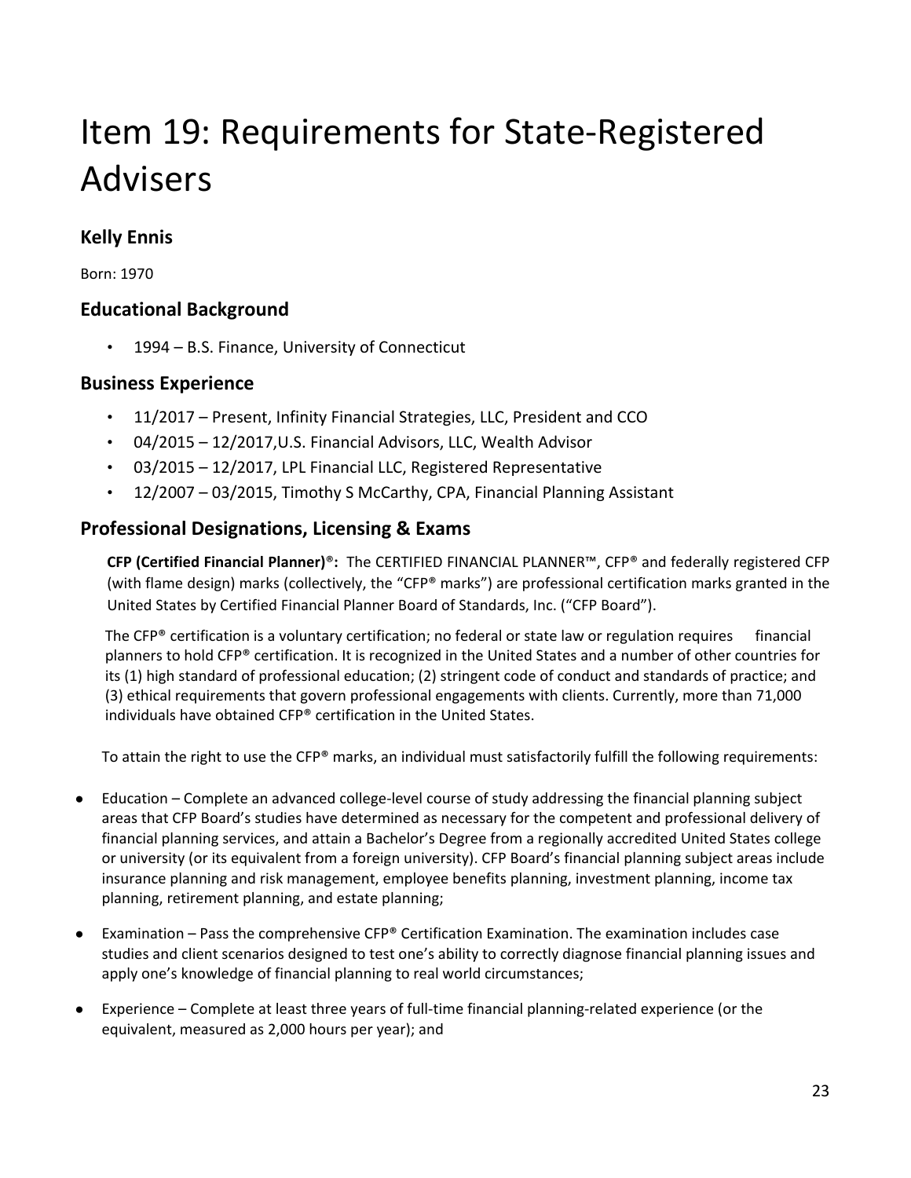# Item 19: Requirements for State-Registered Advisers

## Kelly Ennis

Born: 1970

## Educational Background

- 1994 – B.S. Finance, University of Connecticut

## Business Experience

- 11/2017 – Present, Infinity Financial Strategies, LLC, President and CCO
- 04/2015 – 12/2017,U.S. Financial Advisors, LLC, Wealth Advisor
- 03/2015 – 12/2017, LPL Financial LLC, Registered Representative
- 12/2007 – 03/2015, Timothy S McCarthy, CPA, Financial Planning Assistant

## Professional Designations, Licensing & Exams

**CFP (Certified Financial Planner)®:** The CERTIFIED FINANCIAL PLANNER™, CFP® and federally registered CFP (with flame design) marks (collectively, the "CFP® marks") are professional certification marks granted in the United States by Certified Financial Planner Board of Standards, Inc. ("CFP Board").

The CFP® certification is a voluntary certification; no federal or state law or regulation requires financial planners to hold CFP® certification. It is recognized in the United States and a number of other countries for its (1) high standard of professional education; (2) stringent code of conduct and standards of practice; and (3) ethical requirements that govern professional engagements with clients. Currently, more than 71,000 individuals have obtained CFP® certification in the United States.

To attain the right to use the CFP® marks, an individual must satisfactorily fulfill the following requirements:

- Education – Complete an advanced college-level course of study addressing the financial planning subject areas that CFP Board's studies have determined as necessary for the competent and professional delivery of financial planning services, and attain a Bachelor's Degree from a regionally accredited United States college or university (or its equivalent from a foreign university). CFP Board's financial planning subject areas include insurance planning and risk management, employee benefits planning, investment planning, income tax planning, retirement planning, and estate planning;

- Examination – Pass the comprehensive CFP® Certification Examination. The examination includes case studies and client scenarios designed to test one's ability to correctly diagnose financial planning issues and apply one's knowledge of financial planning to real world circumstances;

- Experience – Complete at least three years of full-time financial planning-related experience (or the equivalent, measured as 2,000 hours per year); and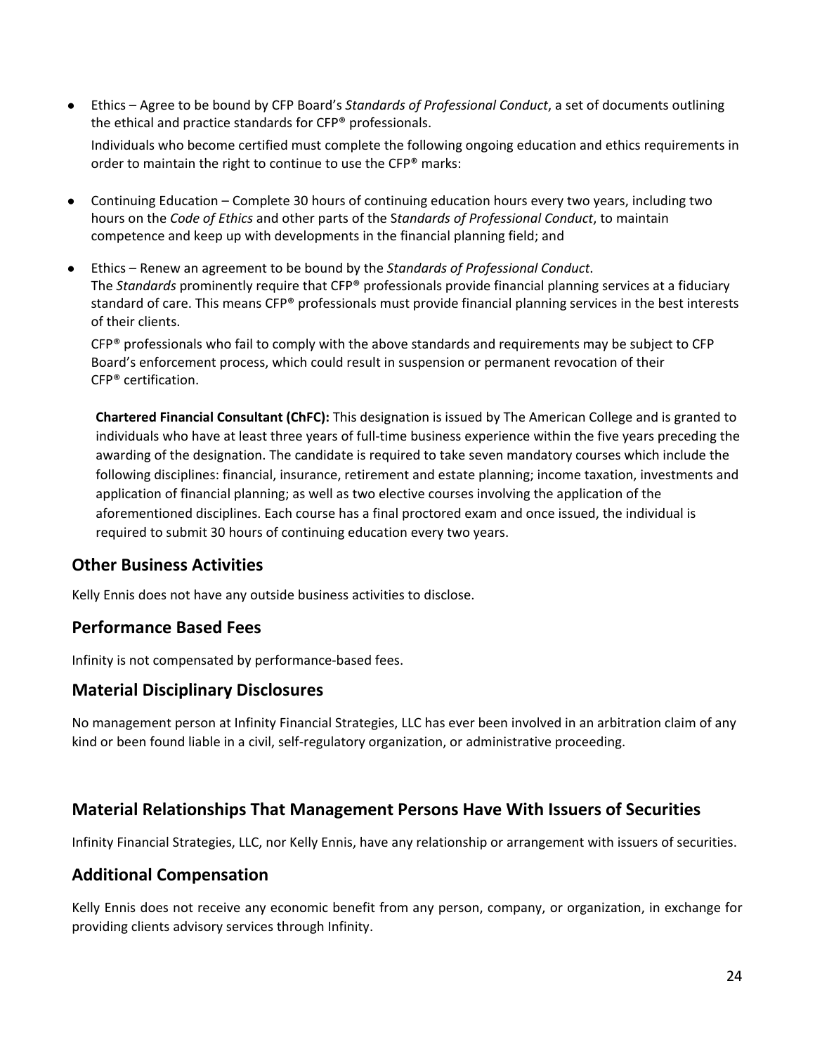- Ethics – Agree to be bound by CFP Board's *Standards of Professional Conduct*, a set of documents outlining the ethical and practice standards for CFP® professionals.

  Individuals who become certified must complete the following ongoing education and ethics requirements in order to maintain the right to continue to use the CFP® marks:

- Continuing Education – Complete 30 hours of continuing education hours every two years, including two hours on the *Code of Ethics* and other parts of the S*tandards of Professional Conduct*, to maintain competence and keep up with developments in the financial planning field; and

- Ethics – Renew an agreement to be bound by the *Standards of Professional Conduct*.
  The *Standards* prominently require that CFP® professionals provide financial planning services at a fiduciary standard of care. This means CFP® professionals must provide financial planning services in the best interests of their clients.

  CFP® professionals who fail to comply with the above standards and requirements may be subject to CFP Board's enforcement process, which could result in suspension or permanent revocation of their CFP® certification.

**Chartered Financial Consultant (ChFC):** This designation is issued by The American College and is granted to individuals who have at least three years of full-time business experience within the five years preceding the awarding of the designation. The candidate is required to take seven mandatory courses which include the following disciplines: financial, insurance, retirement and estate planning; income taxation, investments and application of financial planning; as well as two elective courses involving the application of the aforementioned disciplines. Each course has a final proctored exam and once issued, the individual is required to submit 30 hours of continuing education every two years.

## Other Business Activities

Kelly Ennis does not have any outside business activities to disclose.

## Performance Based Fees

Infinity is not compensated by performance-based fees.

## Material Disciplinary Disclosures

No management person at Infinity Financial Strategies, LLC has ever been involved in an arbitration claim of any kind or been found liable in a civil, self-regulatory organization, or administrative proceeding.

## Material Relationships That Management Persons Have With Issuers of Securities

Infinity Financial Strategies, LLC, nor Kelly Ennis, have any relationship or arrangement with issuers of securities.

## Additional Compensation

Kelly Ennis does not receive any economic benefit from any person, company, or organization, in exchange for providing clients advisory services through Infinity.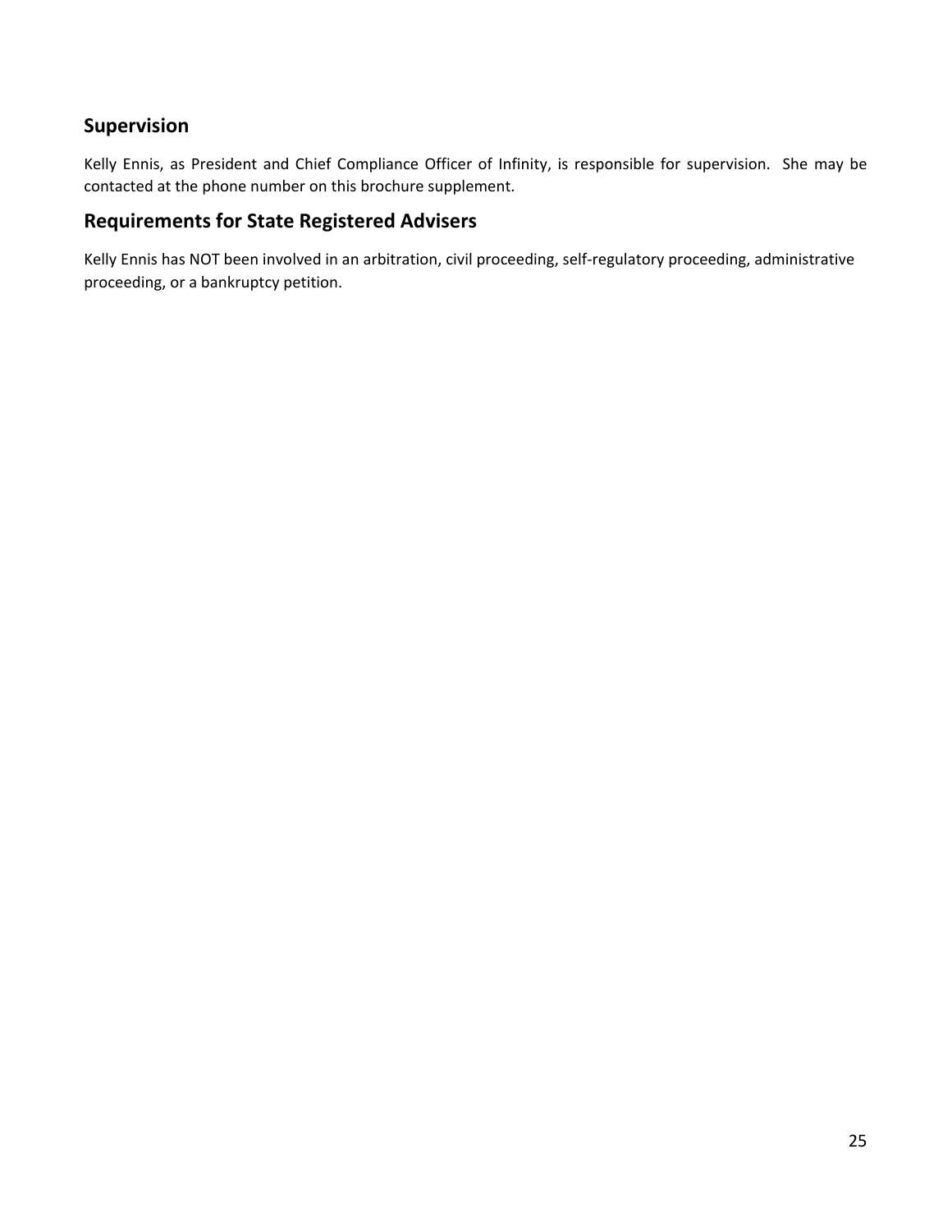## Supervision

Kelly Ennis, as President and Chief Compliance Officer of Infinity, is responsible for supervision. She may be contacted at the phone number on this brochure supplement.

## Requirements for State Registered Advisers

Kelly Ennis has NOT been involved in an arbitration, civil proceeding, self-regulatory proceeding, administrative proceeding, or a bankruptcy petition.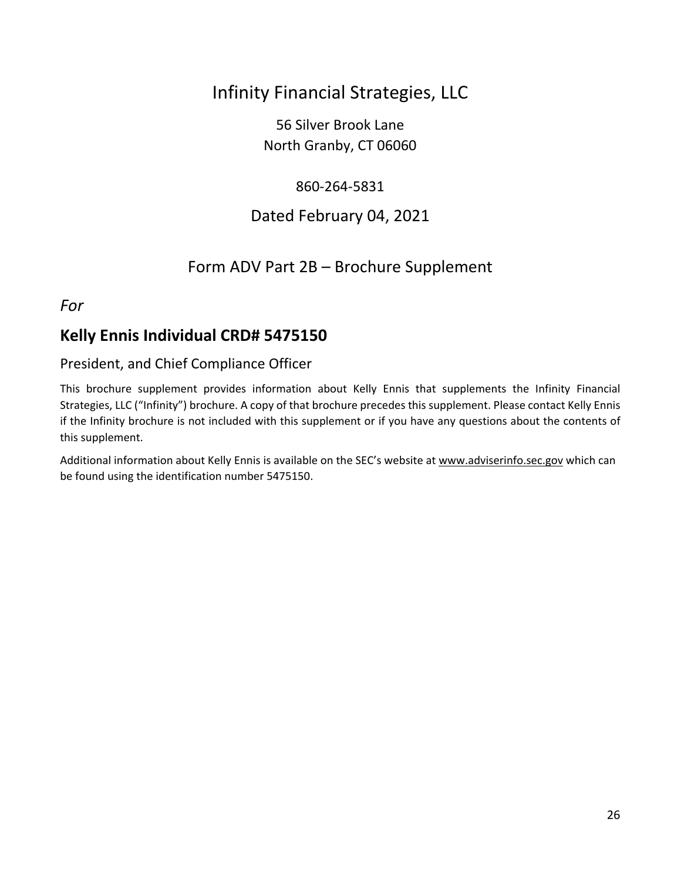# Infinity Financial Strategies, LLC

56 Silver Brook Lane
North Granby, CT 06060

860-264-5831

Dated February 04, 2021

## Form ADV Part 2B – Brochure Supplement

*For*

## Kelly Ennis Individual CRD# 5475150

President, and Chief Compliance Officer

This brochure supplement provides information about Kelly Ennis that supplements the Infinity Financial Strategies, LLC ("Infinity") brochure. A copy of that brochure precedes this supplement. Please contact Kelly Ennis if the Infinity brochure is not included with this supplement or if you have any questions about the contents of this supplement.

Additional information about Kelly Ennis is available on the SEC's website at www.adviserinfo.sec.gov which can be found using the identification number 5475150.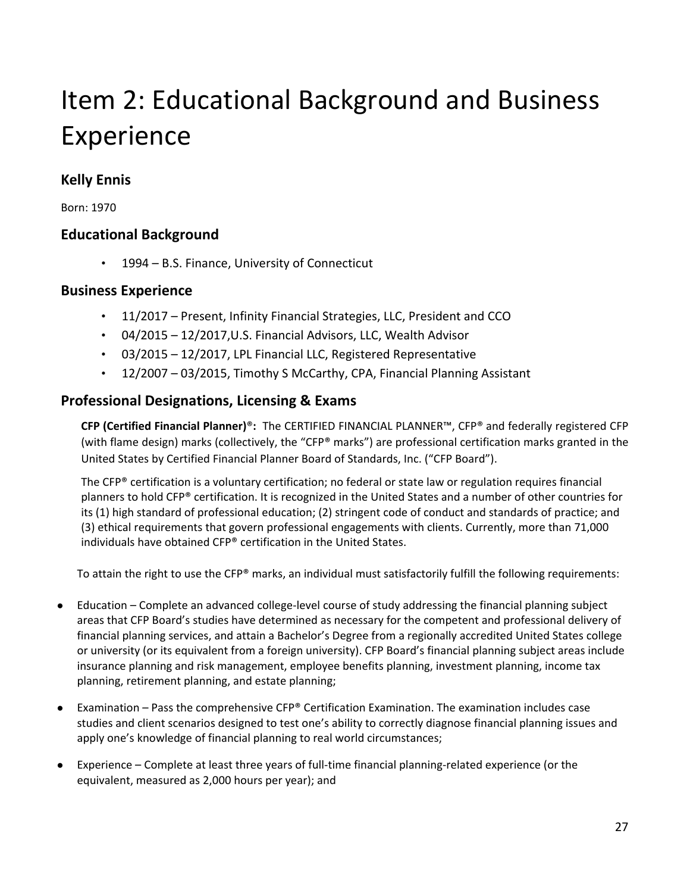# Item 2: Educational Background and Business Experience

## Kelly Ennis

Born: 1970

### Educational Background

- 1994 – B.S. Finance, University of Connecticut

### Business Experience

- 11/2017 – Present, Infinity Financial Strategies, LLC, President and CCO
- 04/2015 – 12/2017,U.S. Financial Advisors, LLC, Wealth Advisor
- 03/2015 – 12/2017, LPL Financial LLC, Registered Representative
- 12/2007 – 03/2015, Timothy S McCarthy, CPA, Financial Planning Assistant

### Professional Designations, Licensing & Exams

**CFP (Certified Financial Planner)®:** The CERTIFIED FINANCIAL PLANNER™, CFP® and federally registered CFP (with flame design) marks (collectively, the "CFP® marks") are professional certification marks granted in the United States by Certified Financial Planner Board of Standards, Inc. ("CFP Board").

The CFP® certification is a voluntary certification; no federal or state law or regulation requires financial planners to hold CFP® certification. It is recognized in the United States and a number of other countries for its (1) high standard of professional education; (2) stringent code of conduct and standards of practice; and (3) ethical requirements that govern professional engagements with clients. Currently, more than 71,000 individuals have obtained CFP® certification in the United States.

To attain the right to use the CFP® marks, an individual must satisfactorily fulfill the following requirements:

- Education – Complete an advanced college-level course of study addressing the financial planning subject areas that CFP Board's studies have determined as necessary for the competent and professional delivery of financial planning services, and attain a Bachelor's Degree from a regionally accredited United States college or university (or its equivalent from a foreign university). CFP Board's financial planning subject areas include insurance planning and risk management, employee benefits planning, investment planning, income tax planning, retirement planning, and estate planning;
- Examination – Pass the comprehensive CFP® Certification Examination. The examination includes case studies and client scenarios designed to test one's ability to correctly diagnose financial planning issues and apply one's knowledge of financial planning to real world circumstances;
- Experience – Complete at least three years of full-time financial planning-related experience (or the equivalent, measured as 2,000 hours per year); and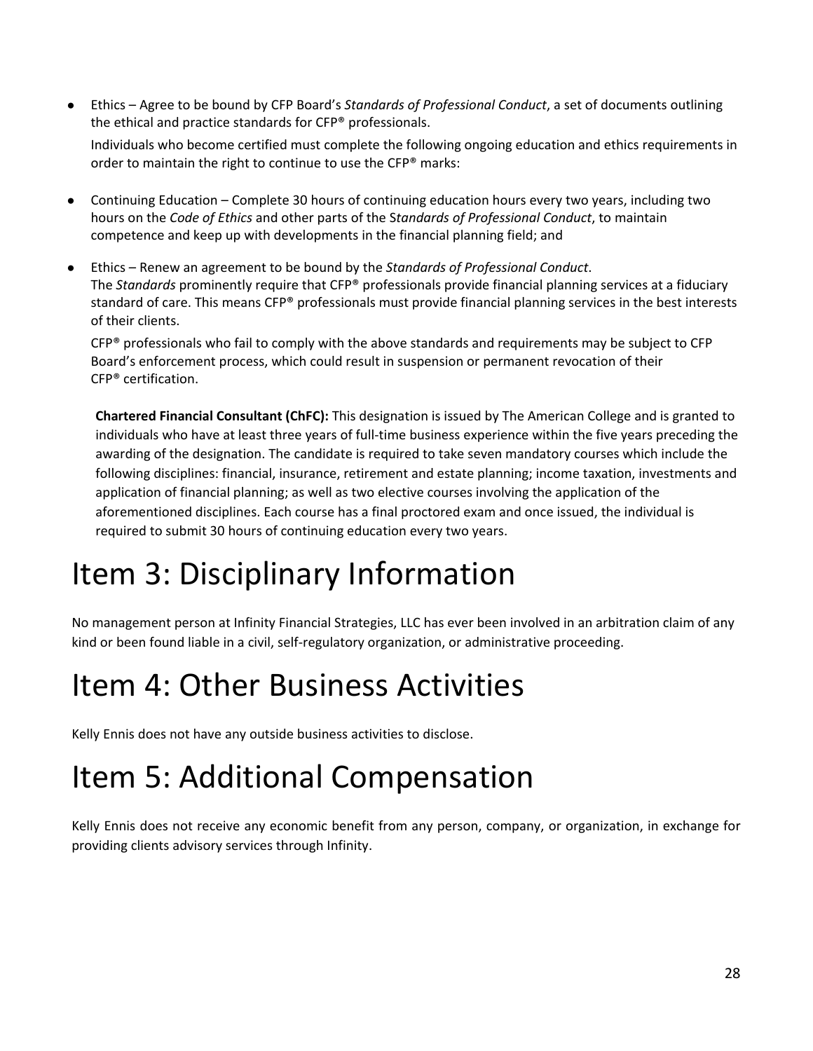- Ethics – Agree to be bound by CFP Board's *Standards of Professional Conduct*, a set of documents outlining the ethical and practice standards for CFP® professionals.

  Individuals who become certified must complete the following ongoing education and ethics requirements in order to maintain the right to continue to use the CFP® marks:

- Continuing Education – Complete 30 hours of continuing education hours every two years, including two hours on the *Code of Ethics* and other parts of the S*tandards of Professional Conduct*, to maintain competence and keep up with developments in the financial planning field; and

- Ethics – Renew an agreement to be bound by the *Standards of Professional Conduct*.
  The *Standards* prominently require that CFP® professionals provide financial planning services at a fiduciary standard of care. This means CFP® professionals must provide financial planning services in the best interests of their clients.

  CFP® professionals who fail to comply with the above standards and requirements may be subject to CFP Board's enforcement process, which could result in suspension or permanent revocation of their CFP® certification.

**Chartered Financial Consultant (ChFC):** This designation is issued by The American College and is granted to individuals who have at least three years of full-time business experience within the five years preceding the awarding of the designation. The candidate is required to take seven mandatory courses which include the following disciplines: financial, insurance, retirement and estate planning; income taxation, investments and application of financial planning; as well as two elective courses involving the application of the aforementioned disciplines. Each course has a final proctored exam and once issued, the individual is required to submit 30 hours of continuing education every two years.

# Item 3: Disciplinary Information

No management person at Infinity Financial Strategies, LLC has ever been involved in an arbitration claim of any kind or been found liable in a civil, self-regulatory organization, or administrative proceeding.

# Item 4: Other Business Activities

Kelly Ennis does not have any outside business activities to disclose.

# Item 5: Additional Compensation

Kelly Ennis does not receive any economic benefit from any person, company, or organization, in exchange for providing clients advisory services through Infinity.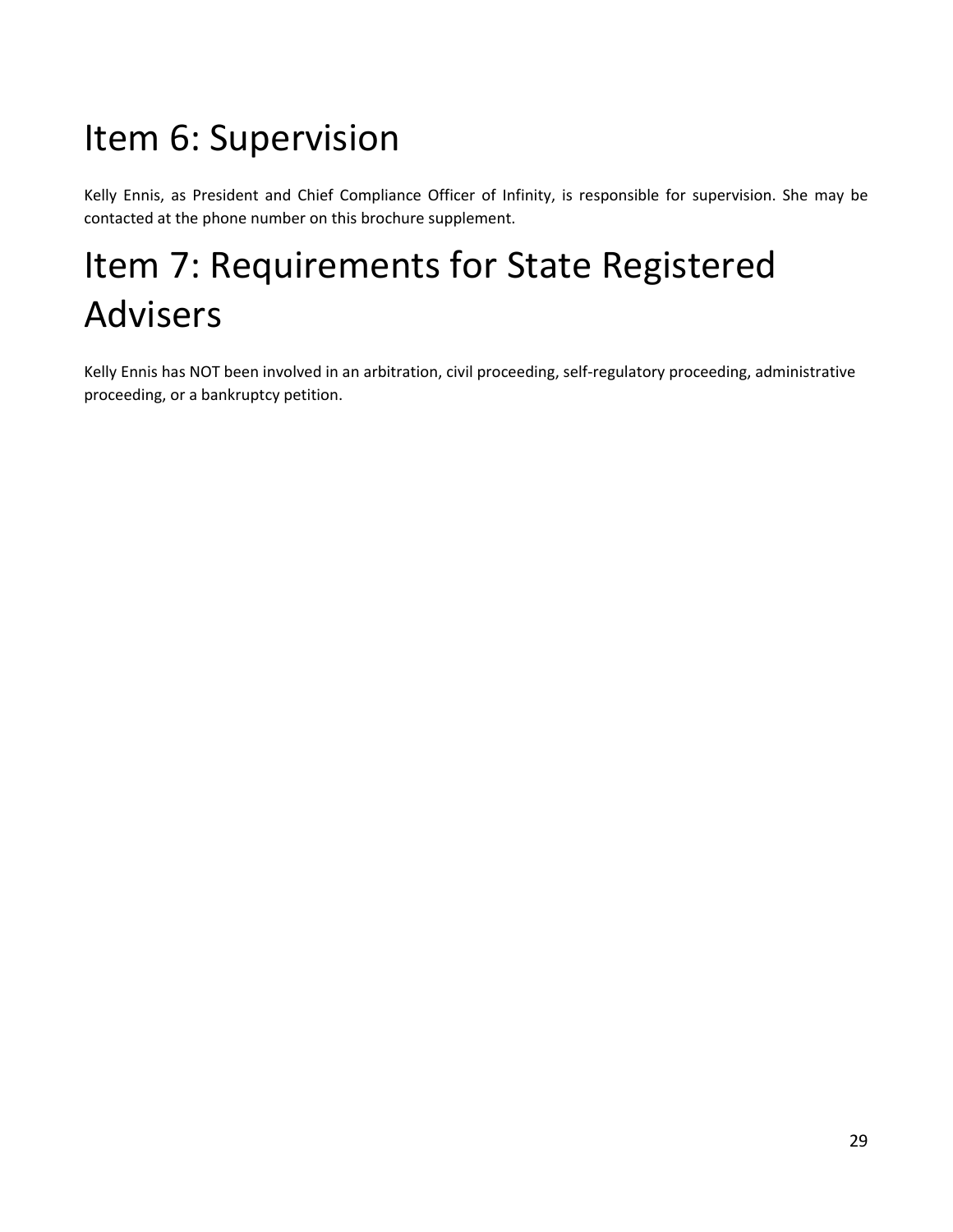# Item 6: Supervision

Kelly Ennis, as President and Chief Compliance Officer of Infinity, is responsible for supervision. She may be contacted at the phone number on this brochure supplement.

# Item 7: Requirements for State Registered Advisers

Kelly Ennis has NOT been involved in an arbitration, civil proceeding, self-regulatory proceeding, administrative proceeding, or a bankruptcy petition.